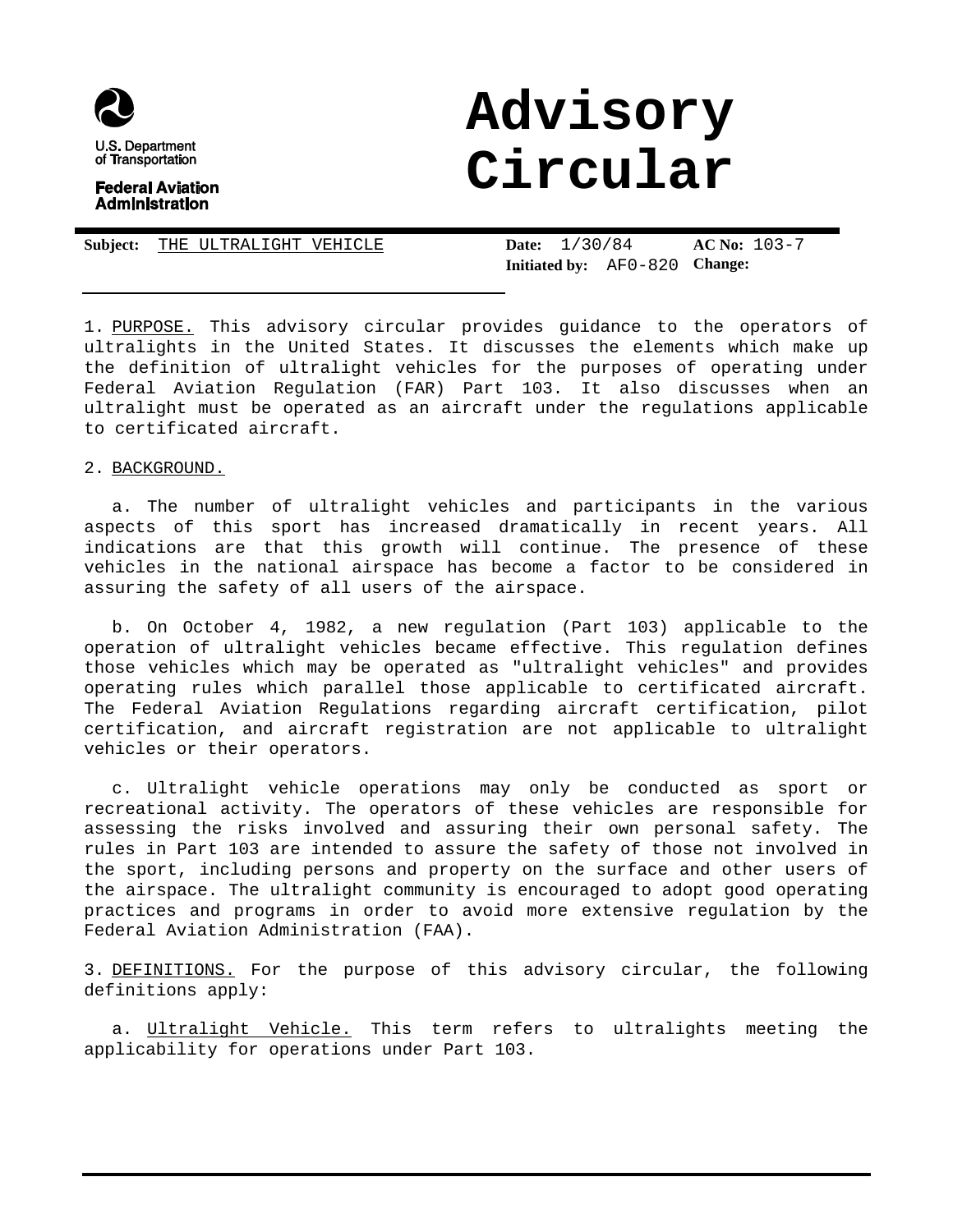U.S. Department of Transportation

Federal Aviation Administration

# Advisory Circular

**Subject:** THE ULTRALIGHT VEHICLE

**Date:** 1/30/84

**Initiated by:** AF0-820

**AC No:** 103-7

**Change:**

1. PURPOSE. This advisory circular provides guidance to the operators of ultralights in the United States. It discusses the elements which make up the definition of ultralight vehicles for the purposes of operating under Federal Aviation Regulation (FAR) Part 103. It also discusses when an ultralight must be operated as an aircraft under the regulations applicable to certificated aircraft.

2. BACKGROUND.

a. The number of ultralight vehicles and participants in the various aspects of this sport has increased dramatically in recent years. All indications are that this growth will continue. The presence of these vehicles in the national airspace has become a factor to be considered in assuring the safety of all users of the airspace.

b. On October 4, 1982, a new regulation (Part 103) applicable to the operation of ultralight vehicles became effective. This regulation defines those vehicles which may be operated as "ultralight vehicles" and provides operating rules which parallel those applicable to certificated aircraft. The Federal Aviation Regulations regarding aircraft certification, pilot certification, and aircraft registration are not applicable to ultralight vehicles or their operators.

c. Ultralight vehicle operations may only be conducted as sport or recreational activity. The operators of these vehicles are responsible for assessing the risks involved and assuring their own personal safety. The rules in Part 103 are intended to assure the safety of those not involved in the sport, including persons and property on the surface and other users of the airspace. The ultralight community is encouraged to adopt good operating practices and programs in order to avoid more extensive regulation by the Federal Aviation Administration (FAA).

3. DEFINITIONS. For the purpose of this advisory circular, the following definitions apply:

a. Ultralight Vehicle. This term refers to ultralights meeting the applicability for operations under Part 103.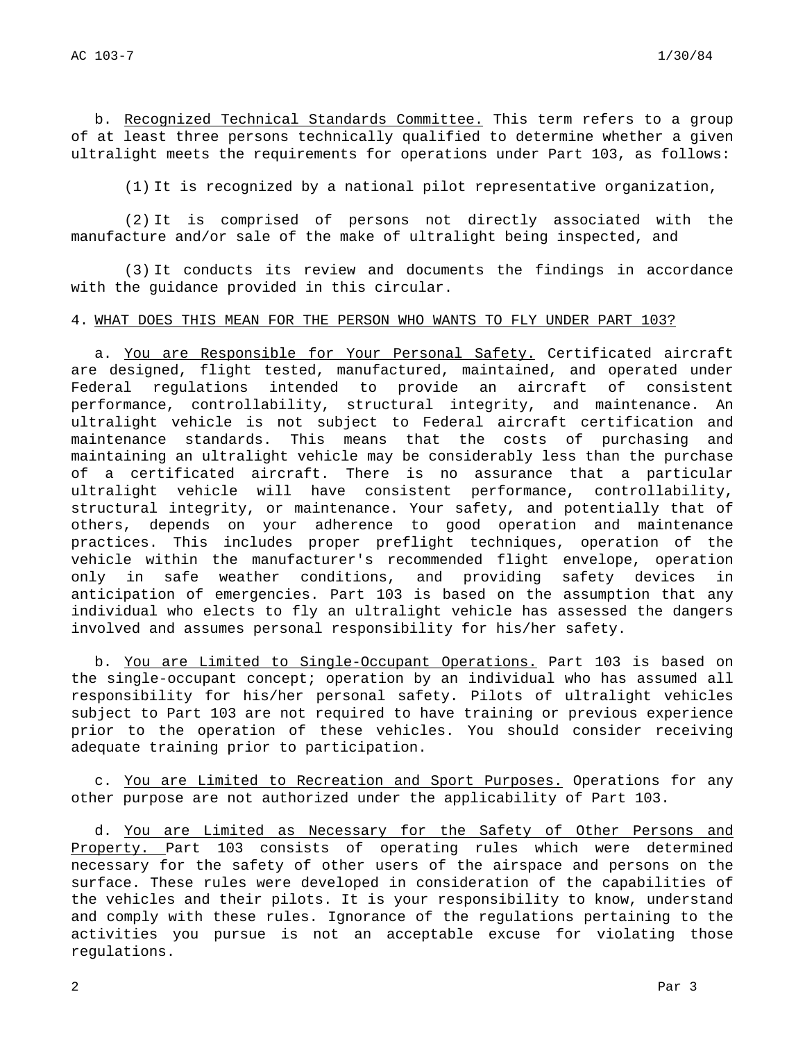b. Recognized Technical Standards Committee. This term refers to a group of at least three persons technically qualified to determine whether a given ultralight meets the requirements for operations under Part 103, as follows:

(1) It is recognized by a national pilot representative organization,

(2) It is comprised of persons not directly associated with the manufacture and/or sale of the make of ultralight being inspected, and

(3) It conducts its review and documents the findings in accordance with the guidance provided in this circular.

4. WHAT DOES THIS MEAN FOR THE PERSON WHO WANTS TO FLY UNDER PART 103?

a. You are Responsible for Your Personal Safety. Certificated aircraft are designed, flight tested, manufactured, maintained, and operated under Federal regulations intended to provide an aircraft of consistent performance, controllability, structural integrity, and maintenance. An ultralight vehicle is not subject to Federal aircraft certification and maintenance standards. This means that the costs of purchasing and maintaining an ultralight vehicle may be considerably less than the purchase of a certificated aircraft. There is no assurance that a particular ultralight vehicle will have consistent performance, controllability, structural integrity, or maintenance. Your safety, and potentially that of others, depends on your adherence to good operation and maintenance practices. This includes proper preflight techniques, operation of the vehicle within the manufacturer's recommended flight envelope, operation only in safe weather conditions, and providing safety devices in anticipation of emergencies. Part 103 is based on the assumption that any individual who elects to fly an ultralight vehicle has assessed the dangers involved and assumes personal responsibility for his/her safety.

b. You are Limited to Single-Occupant Operations. Part 103 is based on the single-occupant concept; operation by an individual who has assumed all responsibility for his/her personal safety. Pilots of ultralight vehicles subject to Part 103 are not required to have training or previous experience prior to the operation of these vehicles. You should consider receiving adequate training prior to participation.

c. You are Limited to Recreation and Sport Purposes. Operations for any other purpose are not authorized under the applicability of Part 103.

d. You are Limited as Necessary for the Safety of Other Persons and Property. Part 103 consists of operating rules which were determined necessary for the safety of other users of the airspace and persons on the surface. These rules were developed in consideration of the capabilities of the vehicles and their pilots. It is your responsibility to know, understand and comply with these rules. Ignorance of the regulations pertaining to the activities you pursue is not an acceptable excuse for violating those regulations.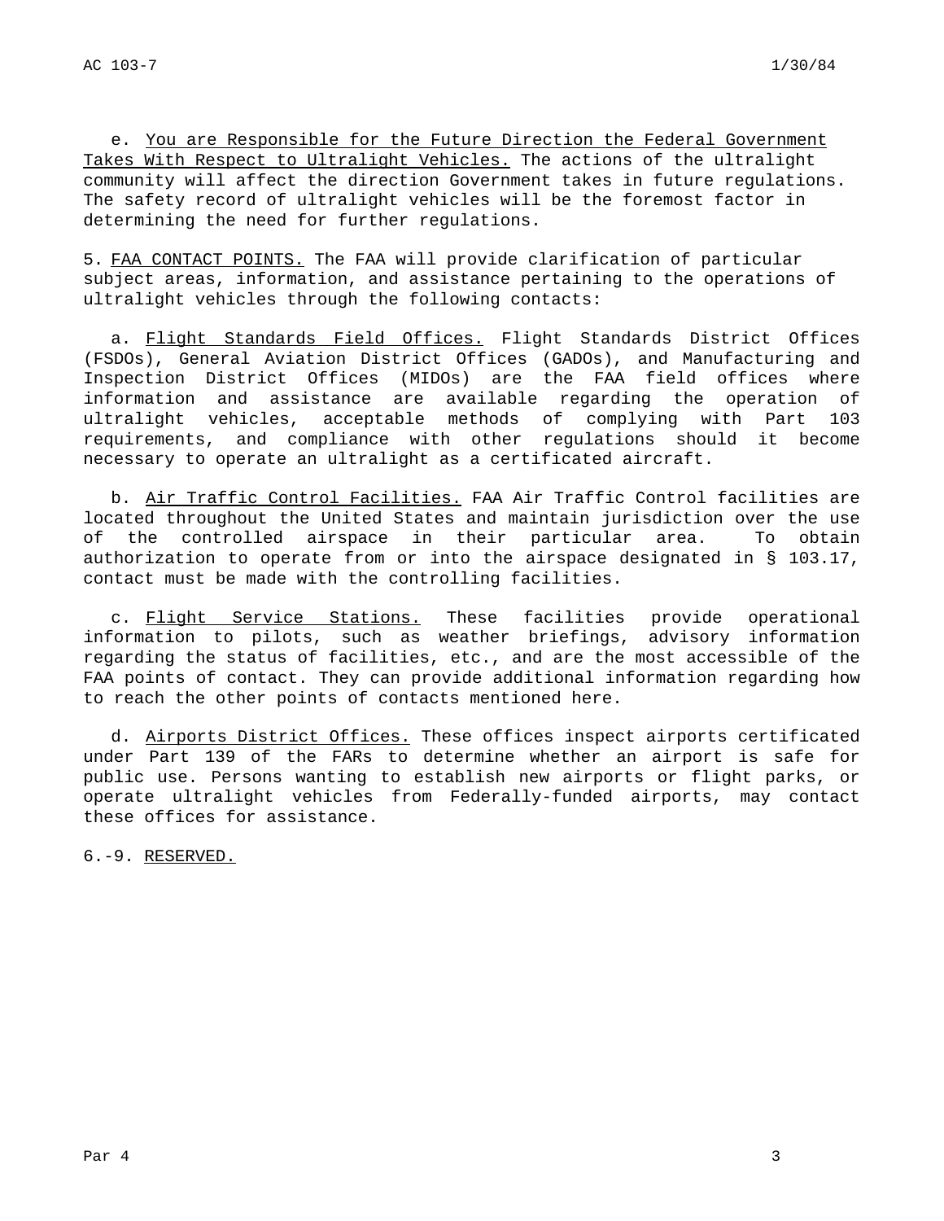e. You are Responsible for the Future Direction the Federal Government Takes With Respect to Ultralight Vehicles. The actions of the ultralight community will affect the direction Government takes in future regulations. The safety record of ultralight vehicles will be the foremost factor in determining the need for further regulations.

5. FAA CONTACT POINTS. The FAA will provide clarification of particular subject areas, information, and assistance pertaining to the operations of ultralight vehicles through the following contacts:

a. Flight Standards Field Offices. Flight Standards District Offices (FSDOs), General Aviation District Offices (GADOs), and Manufacturing and Inspection District Offices (MIDOs) are the FAA field offices where information and assistance are available regarding the operation of ultralight vehicles, acceptable methods of complying with Part 103 requirements, and compliance with other regulations should it become necessary to operate an ultralight as a certificated aircraft.

b. Air Traffic Control Facilities. FAA Air Traffic Control facilities are located throughout the United States and maintain jurisdiction over the use of the controlled airspace in their particular area. To obtain authorization to operate from or into the airspace designated in § 103.17, contact must be made with the controlling facilities.

c. Flight Service Stations. These facilities provide operational information to pilots, such as weather briefings, advisory information regarding the status of facilities, etc., and are the most accessible of the FAA points of contact. They can provide additional information regarding how to reach the other points of contacts mentioned here.

d. Airports District Offices. These offices inspect airports certificated under Part 139 of the FARs to determine whether an airport is safe for public use. Persons wanting to establish new airports or flight parks, or operate ultralight vehicles from Federally-funded airports, may contact these offices for assistance.

6.-9. RESERVED.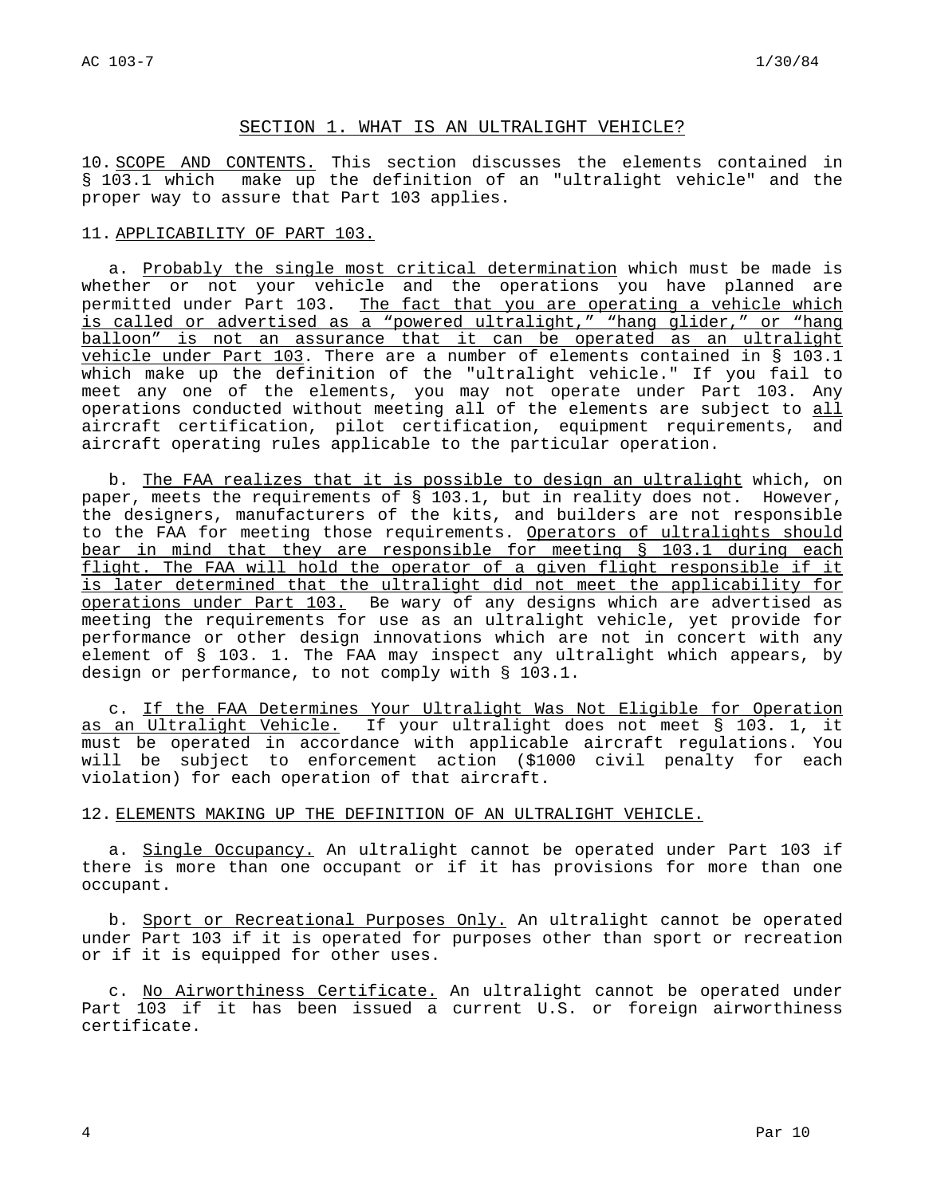## SECTION 1. WHAT IS AN ULTRALIGHT VEHICLE?

10. SCOPE AND CONTENTS. This section discusses the elements contained in § 103.1 which make up the definition of an "ultralight vehicle" and the proper way to assure that Part 103 applies.

11. APPLICABILITY OF PART 103.

a. Probably the single most critical determination which must be made is whether or not your vehicle and the operations you have planned are permitted under Part 103. The fact that you are operating a vehicle which is called or advertised as a "powered ultralight," "hang glider," or "hang balloon" is not an assurance that it can be operated as an ultralight vehicle under Part 103. There are a number of elements contained in § 103.1 which make up the definition of the "ultralight vehicle." If you fail to meet any one of the elements, you may not operate under Part 103. Any operations conducted without meeting all of the elements are subject to all aircraft certification, pilot certification, equipment requirements, and aircraft operating rules applicable to the particular operation.

b. The FAA realizes that it is possible to design an ultralight which, on paper, meets the requirements of § 103.1, but in reality does not. However, the designers, manufacturers of the kits, and builders are not responsible to the FAA for meeting those requirements. Operators of ultralights should bear in mind that they are responsible for meeting § 103.1 during each flight. The FAA will hold the operator of a given flight responsible if it is later determined that the ultralight did not meet the applicability for operations under Part 103. Be wary of any designs which are advertised as meeting the requirements for use as an ultralight vehicle, yet provide for performance or other design innovations which are not in concert with any element of § 103. 1. The FAA may inspect any ultralight which appears, by design or performance, to not comply with § 103.1.

c. If the FAA Determines Your Ultralight Was Not Eligible for Operation as an Ultralight Vehicle. If your ultralight does not meet § 103. 1, it must be operated in accordance with applicable aircraft regulations. You will be subject to enforcement action ($1000 civil penalty for each violation) for each operation of that aircraft.

12. ELEMENTS MAKING UP THE DEFINITION OF AN ULTRALIGHT VEHICLE.

a. Single Occupancy. An ultralight cannot be operated under Part 103 if there is more than one occupant or if it has provisions for more than one occupant.

b. Sport or Recreational Purposes Only. An ultralight cannot be operated under Part 103 if it is operated for purposes other than sport or recreation or if it is equipped for other uses.

c. No Airworthiness Certificate. An ultralight cannot be operated under Part 103 if it has been issued a current U.S. or foreign airworthiness certificate.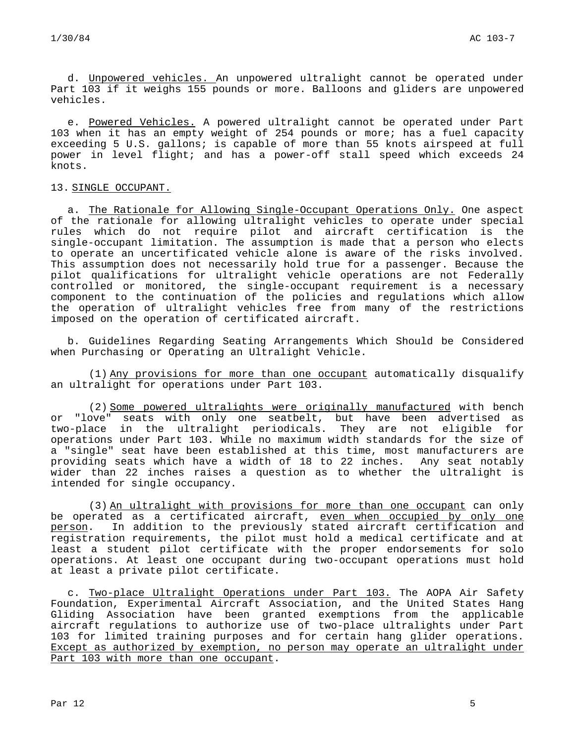d. Unpowered vehicles. An unpowered ultralight cannot be operated under Part 103 if it weighs 155 pounds or more. Balloons and gliders are unpowered vehicles.

e. Powered Vehicles. A powered ultralight cannot be operated under Part 103 when it has an empty weight of 254 pounds or more; has a fuel capacity exceeding 5 U.S. gallons; is capable of more than 55 knots airspeed at full power in level flight; and has a power-off stall speed which exceeds 24 knots.

## 13. SINGLE OCCUPANT.

a. The Rationale for Allowing Single-Occupant Operations Only. One aspect of the rationale for allowing ultralight vehicles to operate under special rules which do not require pilot and aircraft certification is the single-occupant limitation. The assumption is made that a person who elects to operate an uncertificated vehicle alone is aware of the risks involved. This assumption does not necessarily hold true for a passenger. Because the pilot qualifications for ultralight vehicle operations are not Federally controlled or monitored, the single-occupant requirement is a necessary component to the continuation of the policies and regulations which allow the operation of ultralight vehicles free from many of the restrictions imposed on the operation of certificated aircraft.

b. Guidelines Regarding Seating Arrangements Which Should be Considered when Purchasing or Operating an Ultralight Vehicle.

(1) Any provisions for more than one occupant automatically disqualify an ultralight for operations under Part 103.

(2) Some powered ultralights were originally manufactured with bench or "love" seats with only one seatbelt, but have been advertised as two-place in the ultralight periodicals. They are not eligible for operations under Part 103. While no maximum width standards for the size of a "single" seat have been established at this time, most manufacturers are providing seats which have a width of 18 to 22 inches. Any seat notably wider than 22 inches raises a question as to whether the ultralight is intended for single occupancy.

(3) An ultralight with provisions for more than one occupant can only be operated as a certificated aircraft, even when occupied by only one person. In addition to the previously stated aircraft certification and registration requirements, the pilot must hold a medical certificate and at least a student pilot certificate with the proper endorsements for solo operations. At least one occupant during two-occupant operations must hold at least a private pilot certificate.

c. Two-place Ultralight Operations under Part 103. The AOPA Air Safety Foundation, Experimental Aircraft Association, and the United States Hang Gliding Association have been granted exemptions from the applicable aircraft regulations to authorize use of two-place ultralights under Part 103 for limited training purposes and for certain hang glider operations. Except as authorized by exemption, no person may operate an ultralight under Part 103 with more than one occupant.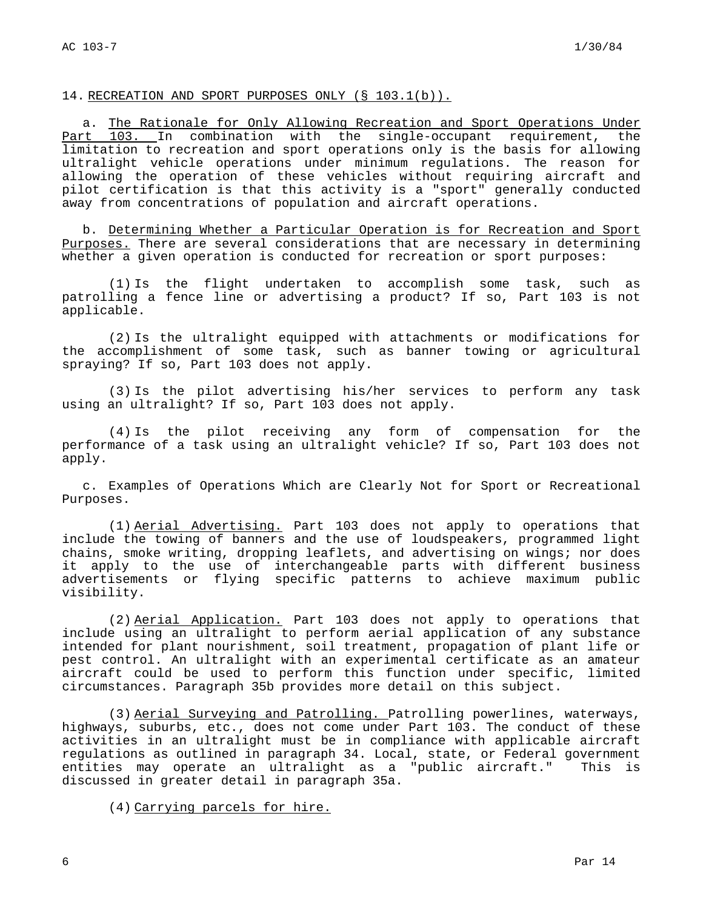## 14. RECREATION AND SPORT PURPOSES ONLY (§ 103.1(b)).

a. The Rationale for Only Allowing Recreation and Sport Operations Under Part 103. In combination with the single-occupant requirement, the limitation to recreation and sport operations only is the basis for allowing ultralight vehicle operations under minimum regulations. The reason for allowing the operation of these vehicles without requiring aircraft and pilot certification is that this activity is a "sport" generally conducted away from concentrations of population and aircraft operations.

b. Determining Whether a Particular Operation is for Recreation and Sport Purposes. There are several considerations that are necessary in determining whether a given operation is conducted for recreation or sport purposes:

(1) Is the flight undertaken to accomplish some task, such as patrolling a fence line or advertising a product? If so, Part 103 is not applicable.

(2) Is the ultralight equipped with attachments or modifications for the accomplishment of some task, such as banner towing or agricultural spraying? If so, Part 103 does not apply.

(3) Is the pilot advertising his/her services to perform any task using an ultralight? If so, Part 103 does not apply.

(4) Is the pilot receiving any form of compensation for the performance of a task using an ultralight vehicle? If so, Part 103 does not apply.

c. Examples of Operations Which are Clearly Not for Sport or Recreational Purposes.

(1) Aerial Advertising. Part 103 does not apply to operations that include the towing of banners and the use of loudspeakers, programmed light chains, smoke writing, dropping leaflets, and advertising on wings; nor does it apply to the use of interchangeable parts with different business advertisements or flying specific patterns to achieve maximum public visibility.

(2) Aerial Application. Part 103 does not apply to operations that include using an ultralight to perform aerial application of any substance intended for plant nourishment, soil treatment, propagation of plant life or pest control. An ultralight with an experimental certificate as an amateur aircraft could be used to perform this function under specific, limited circumstances. Paragraph 35b provides more detail on this subject.

(3) Aerial Surveying and Patrolling. Patrolling powerlines, waterways, highways, suburbs, etc., does not come under Part 103. The conduct of these activities in an ultralight must be in compliance with applicable aircraft regulations as outlined in paragraph 34. Local, state, or Federal government entities may operate an ultralight as a "public aircraft." This is discussed in greater detail in paragraph 35a.

(4) Carrying parcels for hire.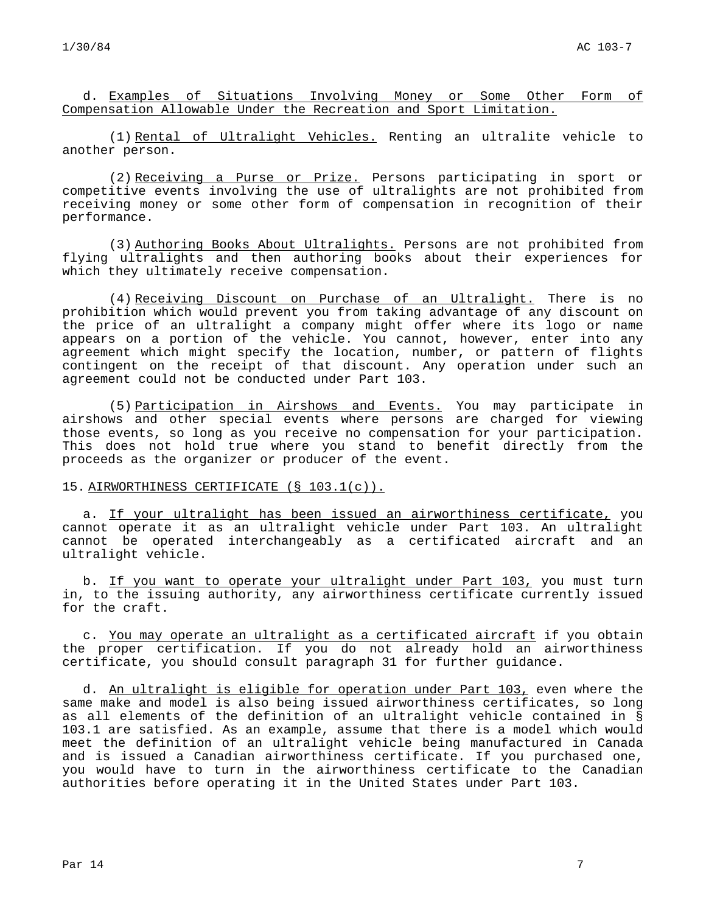d. Examples of Situations Involving Money or Some Other Form of Compensation Allowable Under the Recreation and Sport Limitation.

(1) Rental of Ultralight Vehicles. Renting an ultralite vehicle to another person.

(2) Receiving a Purse or Prize. Persons participating in sport or competitive events involving the use of ultralights are not prohibited from receiving money or some other form of compensation in recognition of their performance.

(3) Authoring Books About Ultralights. Persons are not prohibited from flying ultralights and then authoring books about their experiences for which they ultimately receive compensation.

(4) Receiving Discount on Purchase of an Ultralight. There is no prohibition which would prevent you from taking advantage of any discount on the price of an ultralight a company might offer where its logo or name appears on a portion of the vehicle. You cannot, however, enter into any agreement which might specify the location, number, or pattern of flights contingent on the receipt of that discount. Any operation under such an agreement could not be conducted under Part 103.

(5) Participation in Airshows and Events. You may participate in airshows and other special events where persons are charged for viewing those events, so long as you receive no compensation for your participation. This does not hold true where you stand to benefit directly from the proceeds as the organizer or producer of the event.

15. AIRWORTHINESS CERTIFICATE (§ 103.1(c)).

a. If your ultralight has been issued an airworthiness certificate, you cannot operate it as an ultralight vehicle under Part 103. An ultralight cannot be operated interchangeably as a certificated aircraft and an ultralight vehicle.

b. If you want to operate your ultralight under Part 103, you must turn in, to the issuing authority, any airworthiness certificate currently issued for the craft.

c. You may operate an ultralight as a certificated aircraft if you obtain the proper certification. If you do not already hold an airworthiness certificate, you should consult paragraph 31 for further guidance.

d. An ultralight is eligible for operation under Part 103, even where the same make and model is also being issued airworthiness certificates, so long as all elements of the definition of an ultralight vehicle contained in § 103.1 are satisfied. As an example, assume that there is a model which would meet the definition of an ultralight vehicle being manufactured in Canada and is issued a Canadian airworthiness certificate. If you purchased one, you would have to turn in the airworthiness certificate to the Canadian authorities before operating it in the United States under Part 103.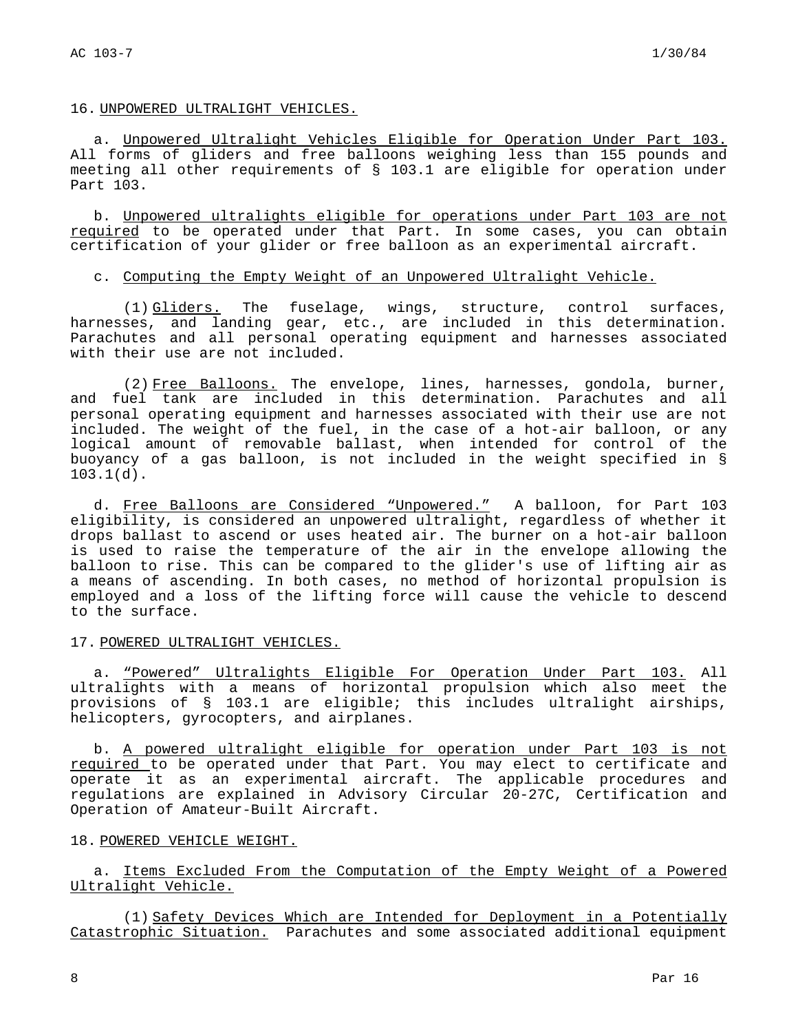## 16. UNPOWERED ULTRALIGHT VEHICLES.

a. Unpowered Ultralight Vehicles Eligible for Operation Under Part 103. All forms of gliders and free balloons weighing less than 155 pounds and meeting all other requirements of § 103.1 are eligible for operation under Part 103.

b. Unpowered ultralights eligible for operations under Part 103 are not required to be operated under that Part. In some cases, you can obtain certification of your glider or free balloon as an experimental aircraft.

c. Computing the Empty Weight of an Unpowered Ultralight Vehicle.

(1) Gliders. The fuselage, wings, structure, control surfaces, harnesses, and landing gear, etc., are included in this determination. Parachutes and all personal operating equipment and harnesses associated with their use are not included.

(2) Free Balloons. The envelope, lines, harnesses, gondola, burner, and fuel tank are included in this determination. Parachutes and all personal operating equipment and harnesses associated with their use are not included. The weight of the fuel, in the case of a hot-air balloon, or any logical amount of removable ballast, when intended for control of the buoyancy of a gas balloon, is not included in the weight specified in § 103.1(d).

d. Free Balloons are Considered "Unpowered." A balloon, for Part 103 eligibility, is considered an unpowered ultralight, regardless of whether it drops ballast to ascend or uses heated air. The burner on a hot-air balloon is used to raise the temperature of the air in the envelope allowing the balloon to rise. This can be compared to the glider's use of lifting air as a means of ascending. In both cases, no method of horizontal propulsion is employed and a loss of the lifting force will cause the vehicle to descend to the surface.

## 17. POWERED ULTRALIGHT VEHICLES.

a. "Powered" Ultralights Eligible For Operation Under Part 103. All ultralights with a means of horizontal propulsion which also meet the provisions of § 103.1 are eligible; this includes ultralight airships, helicopters, gyrocopters, and airplanes.

b. A powered ultralight eligible for operation under Part 103 is not required to be operated under that Part. You may elect to certificate and operate it as an experimental aircraft. The applicable procedures and regulations are explained in Advisory Circular 20-27C, Certification and Operation of Amateur-Built Aircraft.

## 18. POWERED VEHICLE WEIGHT.

a. Items Excluded From the Computation of the Empty Weight of a Powered Ultralight Vehicle.

(1) Safety Devices Which are Intended for Deployment in a Potentially Catastrophic Situation. Parachutes and some associated additional equipment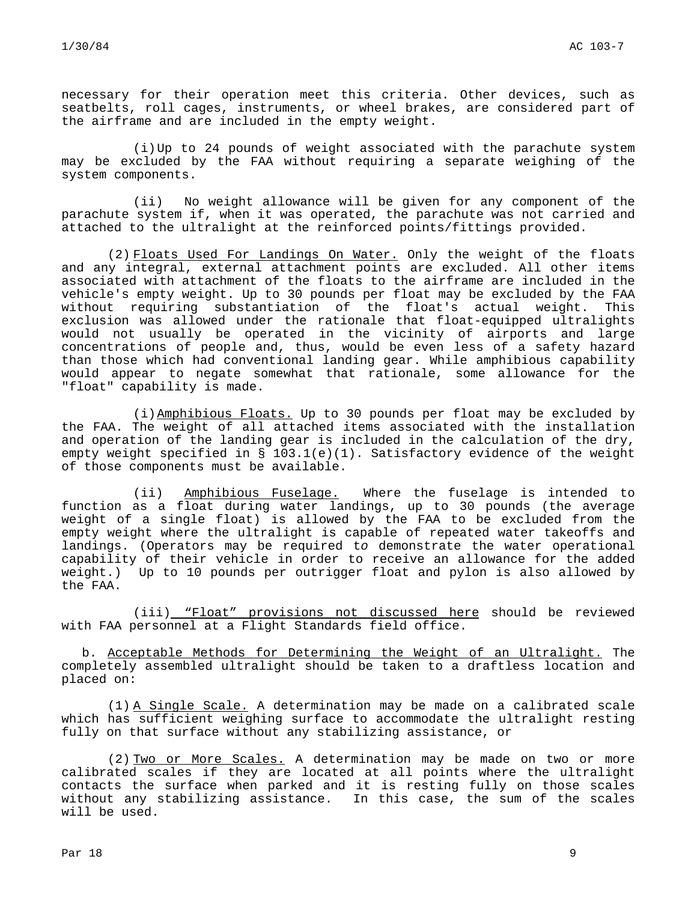necessary for their operation meet this criteria. Other devices, such as seatbelts, roll cages, instruments, or wheel brakes, are considered part of the airframe and are included in the empty weight.

(i) Up to 24 pounds of weight associated with the parachute system may be excluded by the FAA without requiring a separate weighing of the system components.

(ii) No weight allowance will be given for any component of the parachute system if, when it was operated, the parachute was not carried and attached to the ultralight at the reinforced points/fittings provided.

(2) Floats Used For Landings On Water. Only the weight of the floats and any integral, external attachment points are excluded. All other items associated with attachment of the floats to the airframe are included in the vehicle's empty weight. Up to 30 pounds per float may be excluded by the FAA without requiring substantiation of the float's actual weight. This exclusion was allowed under the rationale that float-equipped ultralights would not usually be operated in the vicinity of airports and large concentrations of people and, thus, would be even less of a safety hazard than those which had conventional landing gear. While amphibious capability would appear to negate somewhat that rationale, some allowance for the "float" capability is made.

(i) Amphibious Floats. Up to 30 pounds per float may be excluded by the FAA. The weight of all attached items associated with the installation and operation of the landing gear is included in the calculation of the dry, empty weight specified in § 103.1(e)(1). Satisfactory evidence of the weight of those components must be available.

(ii) Amphibious Fuselage. Where the fuselage is intended to function as a float during water landings, up to 30 pounds (the average weight of a single float) is allowed by the FAA to be excluded from the empty weight where the ultralight is capable of repeated water takeoffs and landings. (Operators may be required to demonstrate the water operational capability of their vehicle in order to receive an allowance for the added weight.) Up to 10 pounds per outrigger float and pylon is also allowed by the FAA.

(iii) "Float" provisions not discussed here should be reviewed with FAA personnel at a Flight Standards field office.

b. Acceptable Methods for Determining the Weight of an Ultralight. The completely assembled ultralight should be taken to a draftless location and placed on:

(1) A Single Scale. A determination may be made on a calibrated scale which has sufficient weighing surface to accommodate the ultralight resting fully on that surface without any stabilizing assistance, or

(2) Two or More Scales. A determination may be made on two or more calibrated scales if they are located at all points where the ultralight contacts the surface when parked and it is resting fully on those scales without any stabilizing assistance. In this case, the sum of the scales will be used.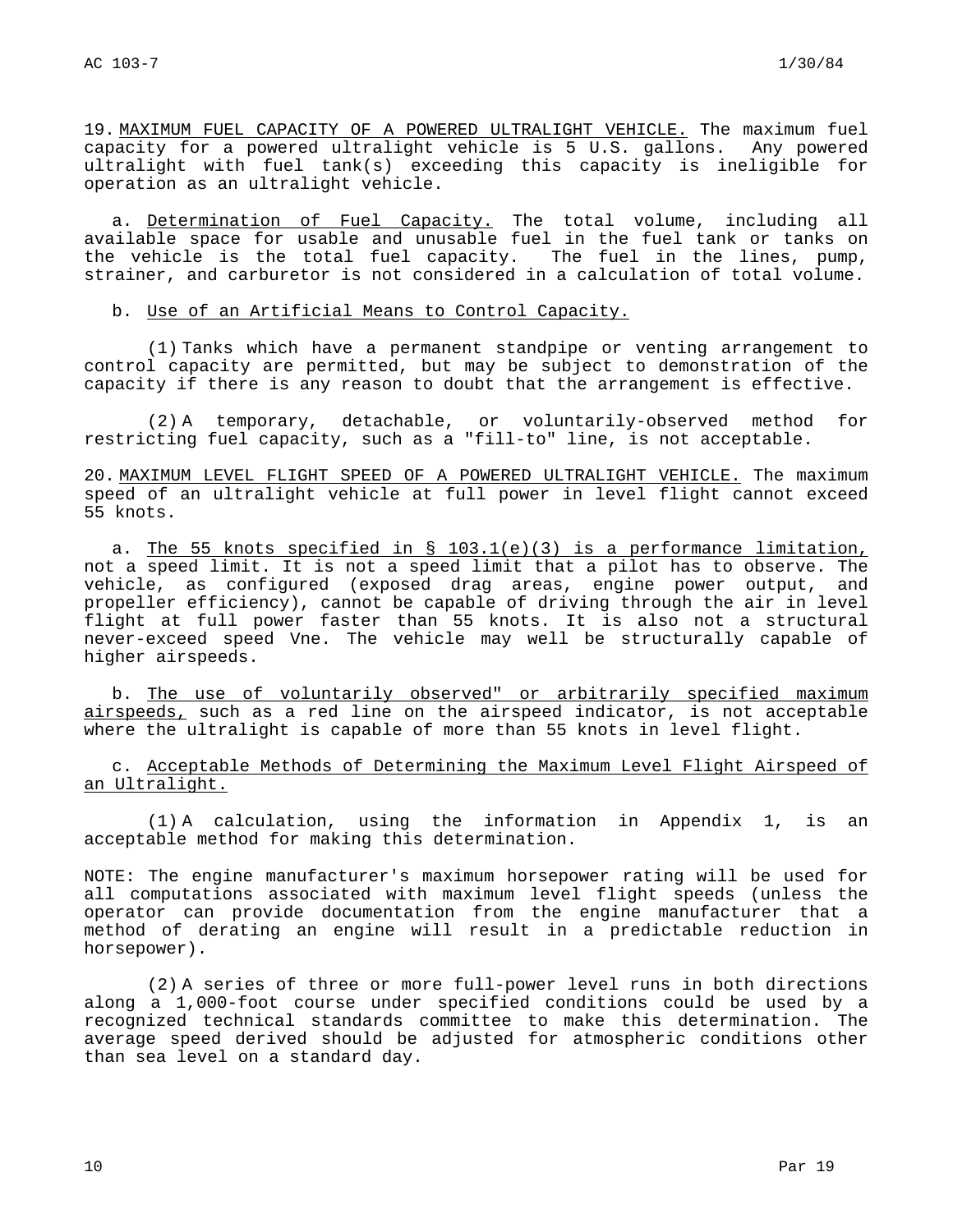19. MAXIMUM FUEL CAPACITY OF A POWERED ULTRALIGHT VEHICLE. The maximum fuel capacity for a powered ultralight vehicle is 5 U.S. gallons. Any powered ultralight with fuel tank(s) exceeding this capacity is ineligible for operation as an ultralight vehicle.

a. Determination of Fuel Capacity. The total volume, including all available space for usable and unusable fuel in the fuel tank or tanks on the vehicle is the total fuel capacity. The fuel in the lines, pump, strainer, and carburetor is not considered in a calculation of total volume.

b. Use of an Artificial Means to Control Capacity.

(1) Tanks which have a permanent standpipe or venting arrangement to control capacity are permitted, but may be subject to demonstration of the capacity if there is any reason to doubt that the arrangement is effective.

(2) A temporary, detachable, or voluntarily-observed method for restricting fuel capacity, such as a "fill-to" line, is not acceptable.

20. MAXIMUM LEVEL FLIGHT SPEED OF A POWERED ULTRALIGHT VEHICLE. The maximum speed of an ultralight vehicle at full power in level flight cannot exceed 55 knots.

a. The 55 knots specified in § 103.1(e)(3) is a performance limitation, not a speed limit. It is not a speed limit that a pilot has to observe. The vehicle, as configured (exposed drag areas, engine power output, and propeller efficiency), cannot be capable of driving through the air in level flight at full power faster than 55 knots. It is also not a structural never-exceed speed Vne. The vehicle may well be structurally capable of higher airspeeds.

b. The use of voluntarily observed" or arbitrarily specified maximum airspeeds, such as a red line on the airspeed indicator, is not acceptable where the ultralight is capable of more than 55 knots in level flight.

c. Acceptable Methods of Determining the Maximum Level Flight Airspeed of an Ultralight.

(1) A calculation, using the information in Appendix 1, is an acceptable method for making this determination.

NOTE: The engine manufacturer's maximum horsepower rating will be used for all computations associated with maximum level flight speeds (unless the operator can provide documentation from the engine manufacturer that a method of derating an engine will result in a predictable reduction in horsepower).

(2) A series of three or more full-power level runs in both directions along a 1,000-foot course under specified conditions could be used by a recognized technical standards committee to make this determination. The average speed derived should be adjusted for atmospheric conditions other than sea level on a standard day.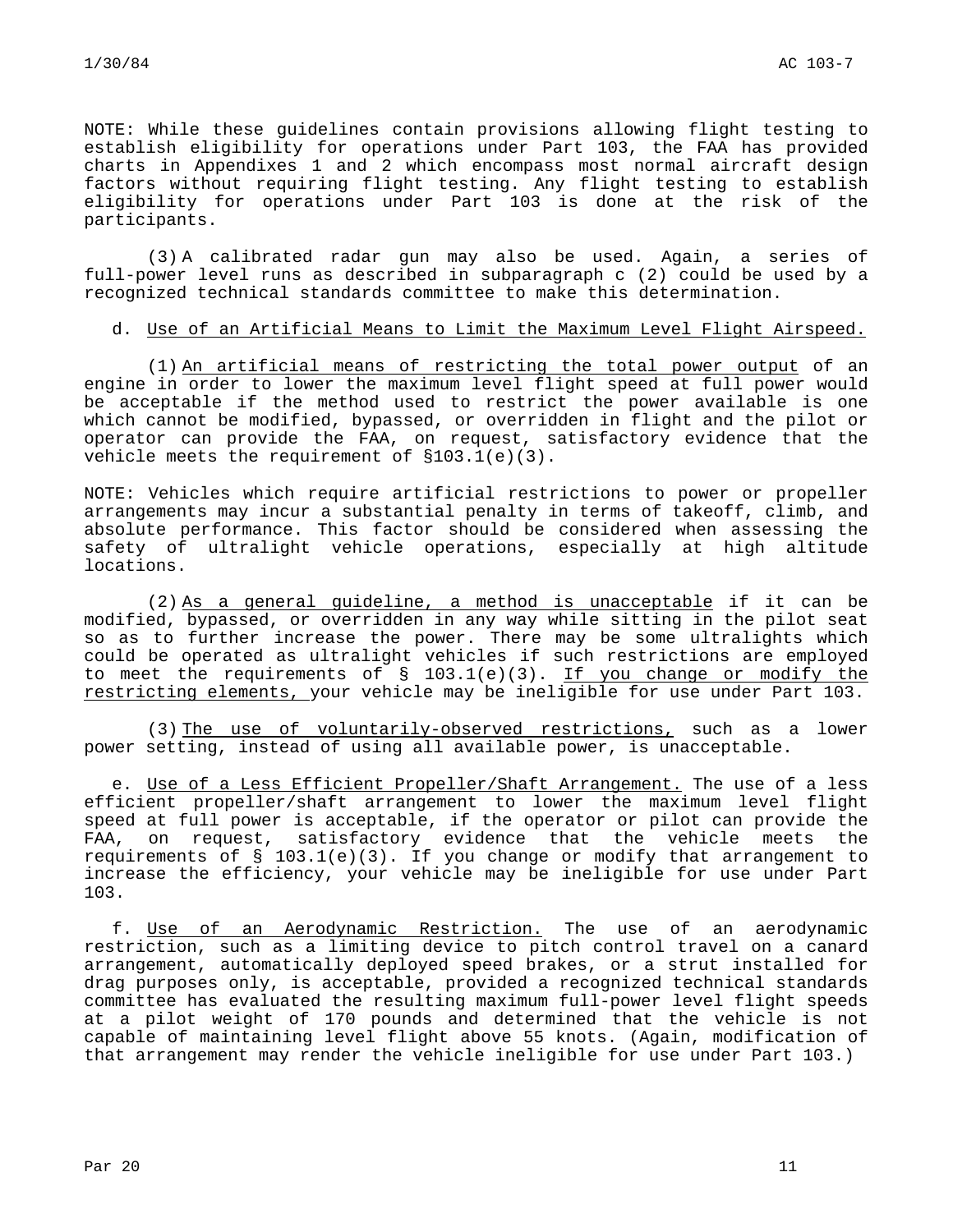NOTE: While these guidelines contain provisions allowing flight testing to establish eligibility for operations under Part 103, the FAA has provided charts in Appendixes 1 and 2 which encompass most normal aircraft design factors without requiring flight testing. Any flight testing to establish eligibility for operations under Part 103 is done at the risk of the participants.

(3) A calibrated radar gun may also be used. Again, a series of full-power level runs as described in subparagraph c (2) could be used by a recognized technical standards committee to make this determination.

d. Use of an Artificial Means to Limit the Maximum Level Flight Airspeed.

(1) An artificial means of restricting the total power output of an engine in order to lower the maximum level flight speed at full power would be acceptable if the method used to restrict the power available is one which cannot be modified, bypassed, or overridden in flight and the pilot or operator can provide the FAA, on request, satisfactory evidence that the vehicle meets the requirement of §103.1(e)(3).

NOTE: Vehicles which require artificial restrictions to power or propeller arrangements may incur a substantial penalty in terms of takeoff, climb, and absolute performance. This factor should be considered when assessing the safety of ultralight vehicle operations, especially at high altitude locations.

(2) As a general guideline, a method is unacceptable if it can be modified, bypassed, or overridden in any way while sitting in the pilot seat so as to further increase the power. There may be some ultralights which could be operated as ultralight vehicles if such restrictions are employed to meet the requirements of § 103.1(e)(3). If you change or modify the restricting elements, your vehicle may be ineligible for use under Part 103.

(3) The use of voluntarily-observed restrictions, such as a lower power setting, instead of using all available power, is unacceptable.

e. Use of a Less Efficient Propeller/Shaft Arrangement. The use of a less efficient propeller/shaft arrangement to lower the maximum level flight speed at full power is acceptable, if the operator or pilot can provide the FAA, on request, satisfactory evidence that the vehicle meets the requirements of § 103.1(e)(3). If you change or modify that arrangement to increase the efficiency, your vehicle may be ineligible for use under Part 103.

f. Use of an Aerodynamic Restriction. The use of an aerodynamic restriction, such as a limiting device to pitch control travel on a canard arrangement, automatically deployed speed brakes, or a strut installed for drag purposes only, is acceptable, provided a recognized technical standards committee has evaluated the resulting maximum full-power level flight speeds at a pilot weight of 170 pounds and determined that the vehicle is not capable of maintaining level flight above 55 knots. (Again, modification of that arrangement may render the vehicle ineligible for use under Part 103.)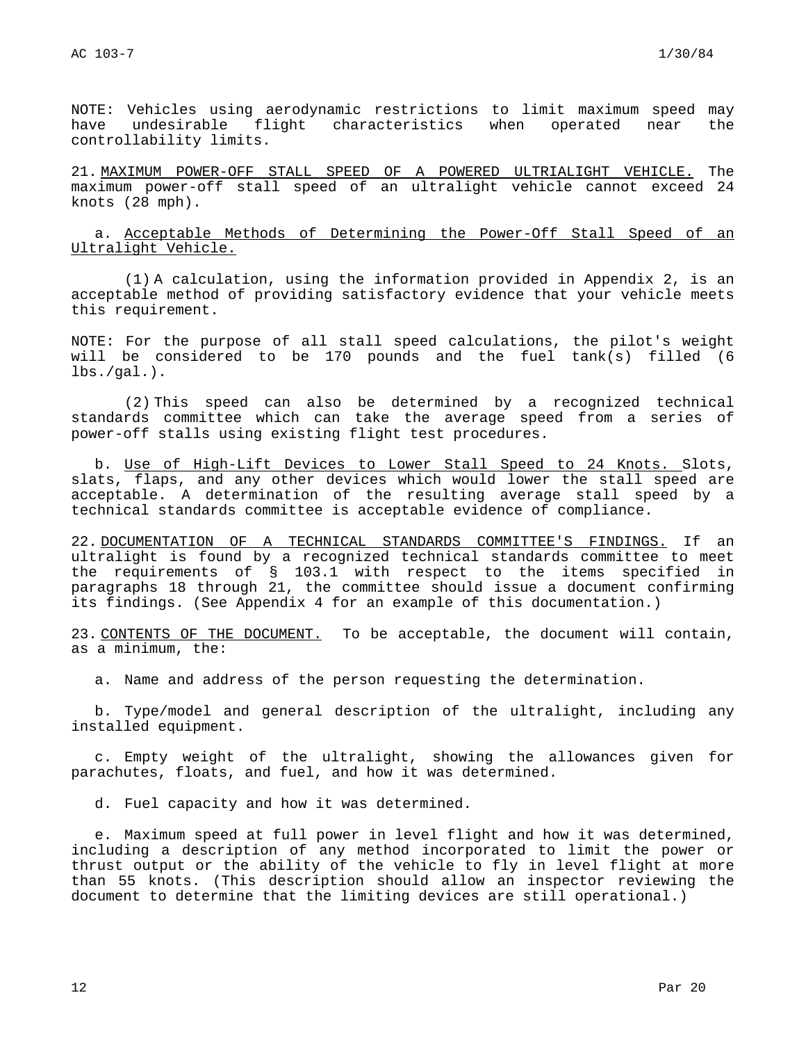NOTE: Vehicles using aerodynamic restrictions to limit maximum speed may have undesirable flight characteristics when operated near the controllability limits.

21. <u>MAXIMUM POWER-OFF STALL SPEED OF A POWERED ULTRIALIGHT VEHICLE.</u> The maximum power-off stall speed of an ultralight vehicle cannot exceed 24 knots (28 mph).

a. <u>Acceptable Methods of Determining the Power-Off Stall Speed of an Ultralight Vehicle.</u>

(1) A calculation, using the information provided in Appendix 2, is an acceptable method of providing satisfactory evidence that your vehicle meets this requirement.

NOTE: For the purpose of all stall speed calculations, the pilot's weight will be considered to be 170 pounds and the fuel tank(s) filled (6 lbs./gal.).

(2) This speed can also be determined by a recognized technical standards committee which can take the average speed from a series of power-off stalls using existing flight test procedures.

b. <u>Use of High-Lift Devices to Lower Stall Speed to 24 Knots.</u> Slots, slats, flaps, and any other devices which would lower the stall speed are acceptable. A determination of the resulting average stall speed by a technical standards committee is acceptable evidence of compliance.

22. <u>DOCUMENTATION OF A TECHNICAL STANDARDS COMMITTEE'S FINDINGS.</u> If an ultralight is found by a recognized technical standards committee to meet the requirements of § 103.1 with respect to the items specified in paragraphs 18 through 21, the committee should issue a document confirming its findings. (See Appendix 4 for an example of this documentation.)

23. <u>CONTENTS OF THE DOCUMENT.</u> To be acceptable, the document will contain, as a minimum, the:

a. Name and address of the person requesting the determination.

b. Type/model and general description of the ultralight, including any installed equipment.

c. Empty weight of the ultralight, showing the allowances given for parachutes, floats, and fuel, and how it was determined.

d. Fuel capacity and how it was determined.

e. Maximum speed at full power in level flight and how it was determined, including a description of any method incorporated to limit the power or thrust output or the ability of the vehicle to fly in level flight at more than 55 knots. (This description should allow an inspector reviewing the document to determine that the limiting devices are still operational.)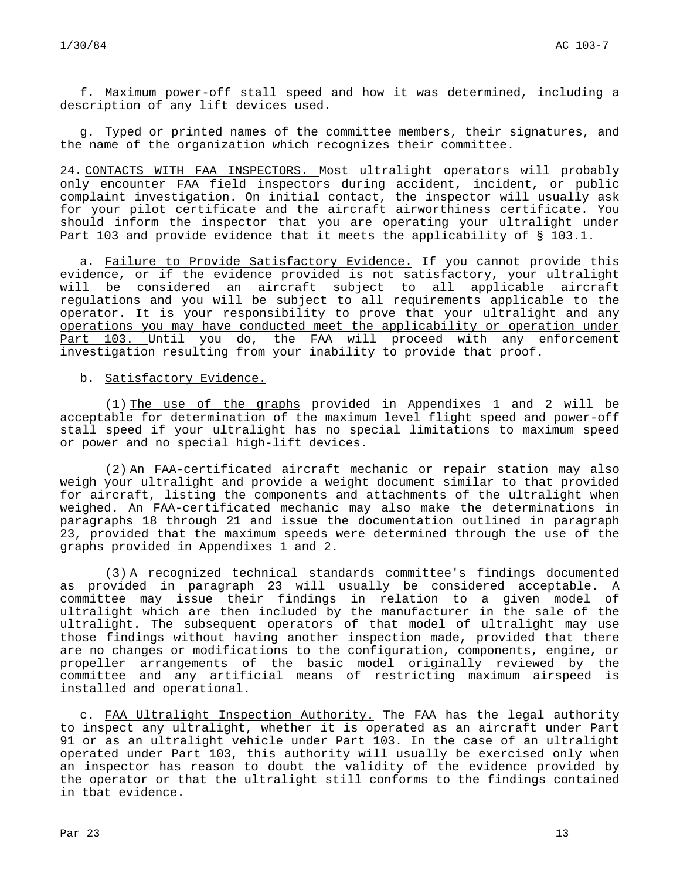f. Maximum power-off stall speed and how it was determined, including a description of any lift devices used.

g. Typed or printed names of the committee members, their signatures, and the name of the organization which recognizes their committee.

24. <u>CONTACTS WITH FAA INSPECTORS.</u> Most ultralight operators will probably only encounter FAA field inspectors during accident, incident, or public complaint investigation. On initial contact, the inspector will usually ask for your pilot certificate and the aircraft airworthiness certificate. You should inform the inspector that you are operating your ultralight under Part 103 <u>and provide evidence that it meets the applicability of § 103.1.</u>

a. <u>Failure to Provide Satisfactory Evidence.</u> If you cannot provide this evidence, or if the evidence provided is not satisfactory, your ultralight will be considered an aircraft subject to all applicable aircraft regulations and you will be subject to all requirements applicable to the operator. <u>It is your responsibility to prove that your ultralight and any operations you may have conducted meet the applicability or operation under Part 103.</u> Until you do, the FAA will proceed with any enforcement investigation resulting from your inability to provide that proof.

b. <u>Satisfactory Evidence.</u>

(1) <u>The use of the graphs</u> provided in Appendixes 1 and 2 will be acceptable for determination of the maximum level flight speed and power-off stall speed if your ultralight has no special limitations to maximum speed or power and no special high-lift devices.

(2) <u>An FAA-certificated aircraft mechanic</u> or repair station may also weigh your ultralight and provide a weight document similar to that provided for aircraft, listing the components and attachments of the ultralight when weighed. An FAA-certificated mechanic may also make the determinations in paragraphs 18 through 21 and issue the documentation outlined in paragraph 23, provided that the maximum speeds were determined through the use of the graphs provided in Appendixes 1 and 2.

(3) <u>A recognized technical standards committee's findings</u> documented as provided in paragraph 23 will usually be considered acceptable. A committee may issue their findings in relation to a given model of ultralight which are then included by the manufacturer in the sale of the ultralight. The subsequent operators of that model of ultralight may use those findings without having another inspection made, provided that there are no changes or modifications to the configuration, components, engine, or propeller arrangements of the basic model originally reviewed by the committee and any artificial means of restricting maximum airspeed is installed and operational.

c. <u>FAA Ultralight Inspection Authority.</u> The FAA has the legal authority to inspect any ultralight, whether it is operated as an aircraft under Part 91 or as an ultralight vehicle under Part 103. In the case of an ultralight operated under Part 103, this authority will usually be exercised only when an inspector has reason to doubt the validity of the evidence provided by the operator or that the ultralight still conforms to the findings contained in tbat evidence.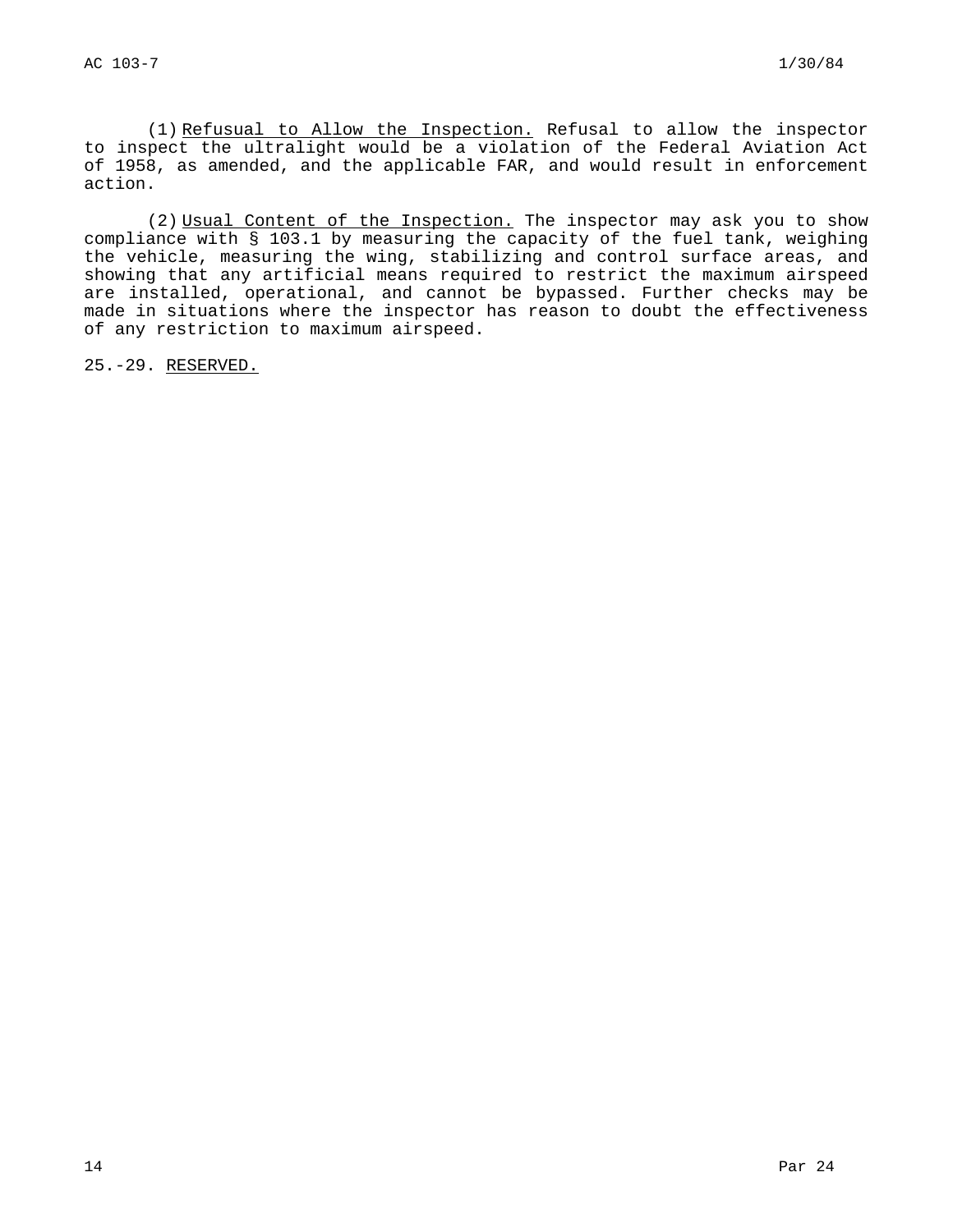(1) Refusual to Allow the Inspection. Refusal to allow the inspector to inspect the ultralight would be a violation of the Federal Aviation Act of 1958, as amended, and the applicable FAR, and would result in enforcement action.

(2) Usual Content of the Inspection. The inspector may ask you to show compliance with § 103.1 by measuring the capacity of the fuel tank, weighing the vehicle, measuring the wing, stabilizing and control surface areas, and showing that any artificial means required to restrict the maximum airspeed are installed, operational, and cannot be bypassed. Further checks may be made in situations where the inspector has reason to doubt the effectiveness of any restriction to maximum airspeed.

25.-29. RESERVED.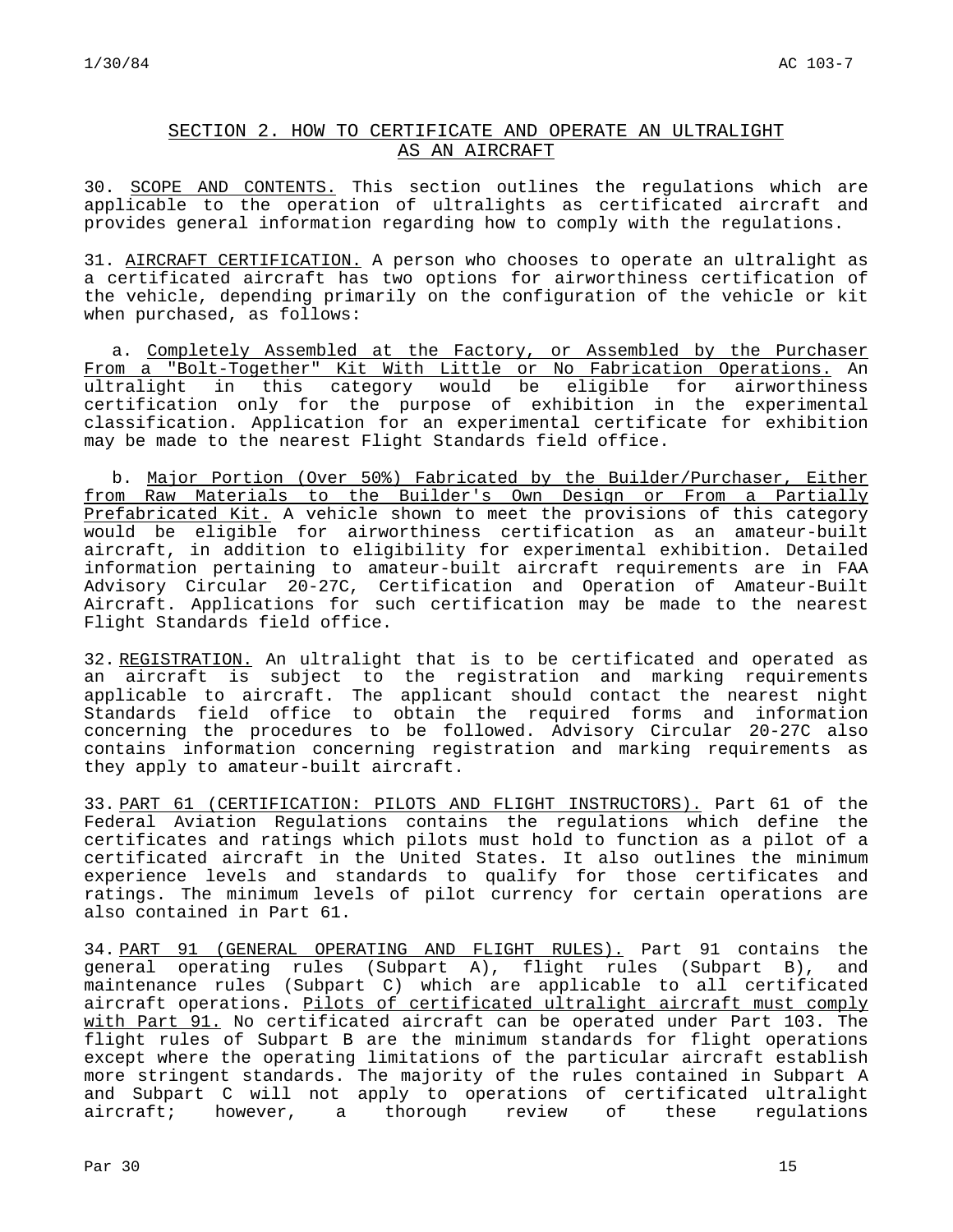## SECTION 2. HOW TO CERTIFICATE AND OPERATE AN ULTRALIGHT AS AN AIRCRAFT

30. SCOPE AND CONTENTS. This section outlines the regulations which are applicable to the operation of ultralights as certificated aircraft and provides general information regarding how to comply with the regulations.

31. AIRCRAFT CERTIFICATION. A person who chooses to operate an ultralight as a certificated aircraft has two options for airworthiness certification of the vehicle, depending primarily on the configuration of the vehicle or kit when purchased, as follows:

a. Completely Assembled at the Factory, or Assembled by the Purchaser From a "Bolt-Together" Kit With Little or No Fabrication Operations. An ultralight in this category would be eligible for airworthiness certification only for the purpose of exhibition in the experimental classification. Application for an experimental certificate for exhibition may be made to the nearest Flight Standards field office.

b. Major Portion (Over 50%) Fabricated by the Builder/Purchaser, Either from Raw Materials to the Builder's Own Design or From a Partially Prefabricated Kit. A vehicle shown to meet the provisions of this category would be eligible for airworthiness certification as an amateur-built aircraft, in addition to eligibility for experimental exhibition. Detailed information pertaining to amateur-built aircraft requirements are in FAA Advisory Circular 20-27C, Certification and Operation of Amateur-Built Aircraft. Applications for such certification may be made to the nearest Flight Standards field office.

32. REGISTRATION. An ultralight that is to be certificated and operated as an aircraft is subject to the registration and marking requirements applicable to aircraft. The applicant should contact the nearest night Standards field office to obtain the required forms and information concerning the procedures to be followed. Advisory Circular 20-27C also contains information concerning registration and marking requirements as they apply to amateur-built aircraft.

33. PART 61 (CERTIFICATION: PILOTS AND FLIGHT INSTRUCTORS). Part 61 of the Federal Aviation Regulations contains the regulations which define the certificates and ratings which pilots must hold to function as a pilot of a certificated aircraft in the United States. It also outlines the minimum experience levels and standards to qualify for those certificates and ratings. The minimum levels of pilot currency for certain operations are also contained in Part 61.

34. PART 91 (GENERAL OPERATING AND FLIGHT RULES). Part 91 contains the general operating rules (Subpart A), flight rules (Subpart B), and maintenance rules (Subpart C) which are applicable to all certificated aircraft operations. Pilots of certificated ultralight aircraft must comply with Part 91. No certificated aircraft can be operated under Part 103. The flight rules of Subpart B are the minimum standards for flight operations except where the operating limitations of the particular aircraft establish more stringent standards. The majority of the rules contained in Subpart A and Subpart C will not apply to operations of certificated ultralight aircraft; however, a thorough review of these regulations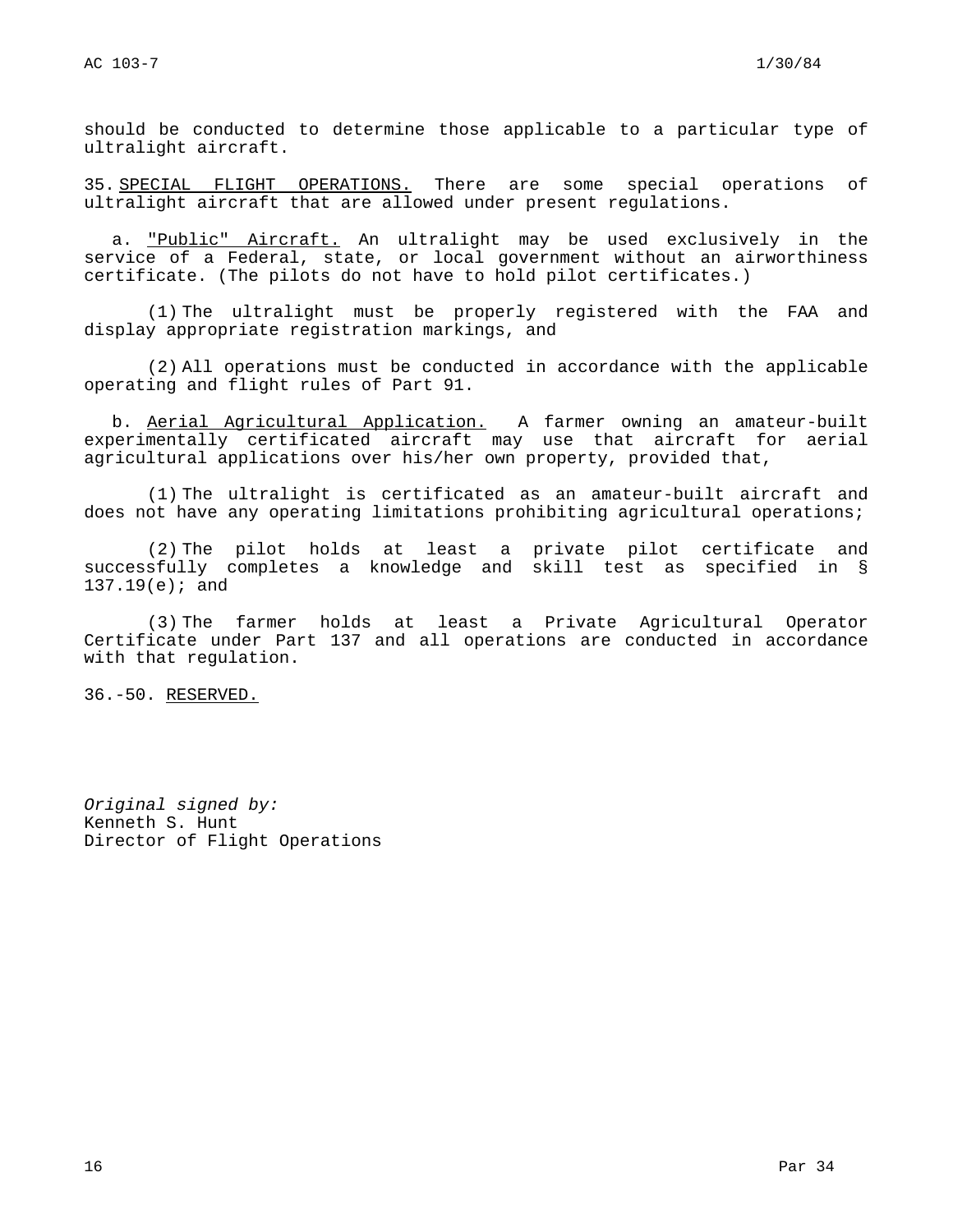should be conducted to determine those applicable to a particular type of ultralight aircraft.

35. SPECIAL FLIGHT OPERATIONS. There are some special operations of ultralight aircraft that are allowed under present regulations.

a. "Public" Aircraft. An ultralight may be used exclusively in the service of a Federal, state, or local government without an airworthiness certificate. (The pilots do not have to hold pilot certificates.)

(1) The ultralight must be properly registered with the FAA and display appropriate registration markings, and

(2) All operations must be conducted in accordance with the applicable operating and flight rules of Part 91.

b. Aerial Agricultural Application. A farmer owning an amateur-built experimentally certificated aircraft may use that aircraft for aerial agricultural applications over his/her own property, provided that,

(1) The ultralight is certificated as an amateur-built aircraft and does not have any operating limitations prohibiting agricultural operations;

(2) The pilot holds at least a private pilot certificate and successfully completes a knowledge and skill test as specified in § 137.19(e); and

(3) The farmer holds at least a Private Agricultural Operator Certificate under Part 137 and all operations are conducted in accordance with that regulation.

36.-50. RESERVED.

*Original signed by:*
Kenneth S. Hunt
Director of Flight Operations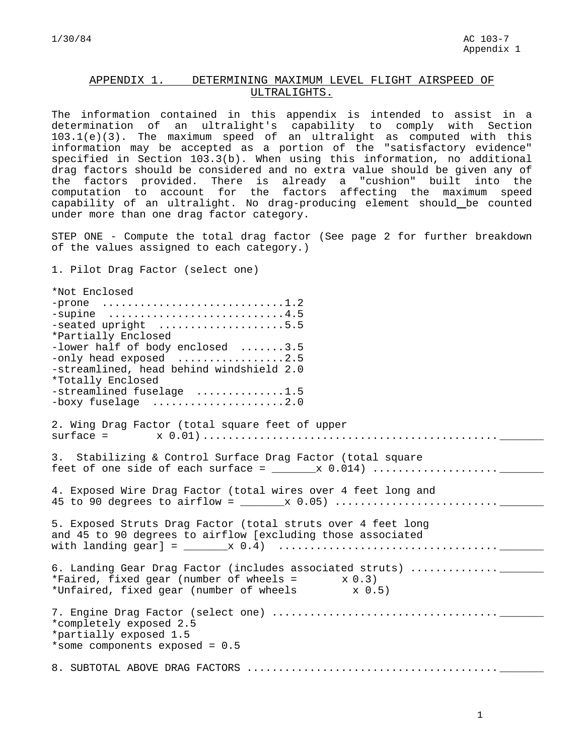## APPENDIX 1. DETERMINING MAXIMUM LEVEL FLIGHT AIRSPEED OF ULTRALIGHTS.

The information contained in this appendix is intended to assist in a determination of an ultralight's capability to comply with Section 103.1(e)(3). The maximum speed of an ultralight as computed with this information may be accepted as a portion of the "satisfactory evidence" specified in Section 103.3(b). When using this information, no additional drag factors should be considered and no extra value should be given any of the factors provided. There is already a "cushion" built into the computation to account for the factors affecting the maximum speed capability of an ultralight. No drag-producing element should be counted under more than one drag factor category.

STEP ONE - Compute the total drag factor (See page 2 for further breakdown of the values assigned to each category.)

1. Pilot Drag Factor (select one)

*Not Enclosed
-prone ............................1.2
-supine ...........................4.5
-seated upright ...................5.5
*Partially Enclosed
-lower half of body enclosed .......3.5
-only head exposed .................2.5
-streamlined, head behind windshield 2.0
*Totally Enclosed
-streamlined fuselage ..............1.5
-boxy fuselage .....................2.0

2. Wing Drag Factor (total square feet of upper surface = x 0.01)............................................._______

3. Stabilizing & Control Surface Drag Factor (total square feet of one side of each surface = _______x 0.014) ..................._______

4. Exposed Wire Drag Factor (total wires over 4 feet long and 45 to 90 degrees to airflow = _______x 0.05) ........................._______

5. Exposed Struts Drag Factor (total struts over 4 feet long and 45 to 90 degrees to airflow [excluding those associated with landing gear] = _______x 0.4) ................................._______

6. Landing Gear Drag Factor (includes associated struts) ............._______
*Faired, fixed gear (number of wheels = x 0.3)
*Unfaired, fixed gear (number of wheels x 0.5)

7. Engine Drag Factor (select one) ..................................._______
*completely exposed 2.5
*partially exposed 1.5
*some components exposed = 0.5

8. SUBTOTAL ABOVE DRAG FACTORS ......................................._______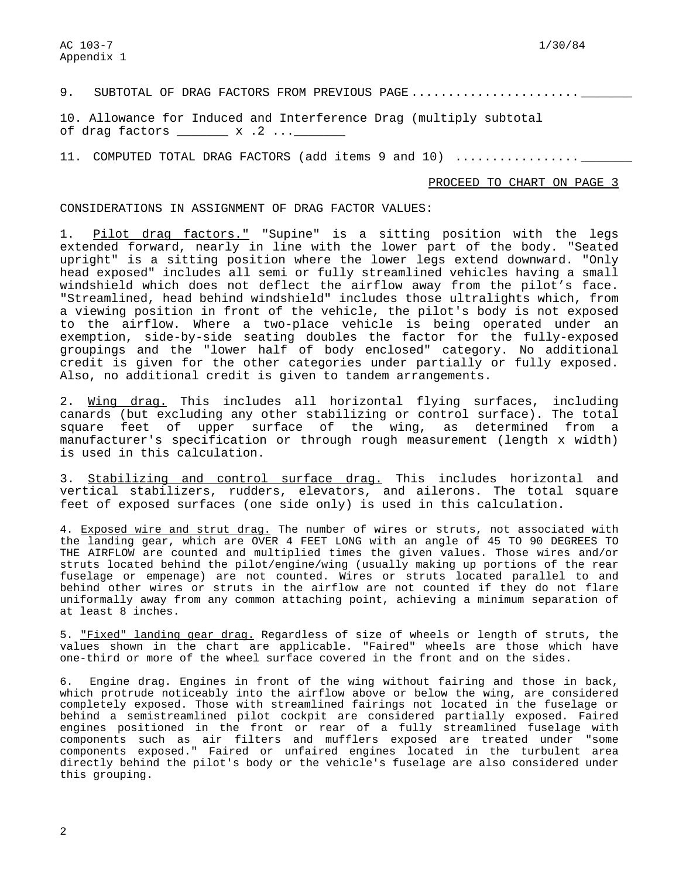9. SUBTOTAL OF DRAG FACTORS FROM PREVIOUS PAGE ...................... _______

10. Allowance for Induced and Interference Drag (multiply subtotal of drag factors _______ x .2 ... _______

11. COMPUTED TOTAL DRAG FACTORS (add items 9 and 10) ................ _______

PROCEED TO CHART ON PAGE 3

CONSIDERATIONS IN ASSIGNMENT OF DRAG FACTOR VALUES:

1. Pilot drag factors." "Supine" is a sitting position with the legs extended forward, nearly in line with the lower part of the body. "Seated upright" is a sitting position where the lower legs extend downward. "Only head exposed" includes all semi or fully streamlined vehicles having a small windshield which does not deflect the airflow away from the pilot's face. "Streamlined, head behind windshield" includes those ultralights which, from a viewing position in front of the vehicle, the pilot's body is not exposed to the airflow. Where a two-place vehicle is being operated under an exemption, side-by-side seating doubles the factor for the fully-exposed groupings and the "lower half of body enclosed" category. No additional credit is given for the other categories under partially or fully exposed. Also, no additional credit is given to tandem arrangements.

2. Wing drag. This includes all horizontal flying surfaces, including canards (but excluding any other stabilizing or control surface). The total square feet of upper surface of the wing, as determined from a manufacturer's specification or through rough measurement (length x width) is used in this calculation.

3. Stabilizing and control surface drag. This includes horizontal and vertical stabilizers, rudders, elevators, and ailerons. The total square feet of exposed surfaces (one side only) is used in this calculation.

4. Exposed wire and strut drag. The number of wires or struts, not associated with the landing gear, which are OVER 4 FEET LONG with an angle of 45 TO 90 DEGREES TO THE AIRFLOW are counted and multiplied times the given values. Those wires and/or struts located behind the pilot/engine/wing (usually making up portions of the rear fuselage or empenage) are not counted. Wires or struts located parallel to and behind other wires or struts in the airflow are not counted if they do not flare uniformally away from any common attaching point, achieving a minimum separation of at least 8 inches.

5. "Fixed" landing gear drag. Regardless of size of wheels or length of struts, the values shown in the chart are applicable. "Faired" wheels are those which have one-third or more of the wheel surface covered in the front and on the sides.

6. Engine drag. Engines in front of the wing without fairing and those in back, which protrude noticeably into the airflow above or below the wing, are considered completely exposed. Those with streamlined fairings not located in the fuselage or behind a semistreamlined pilot cockpit are considered partially exposed. Faired engines positioned in the front or rear of a fully streamlined fuselage with components such as air filters and mufflers exposed are treated under "some components exposed." Faired or unfaired engines located in the turbulent area directly behind the pilot's body or the vehicle's fuselage are also considered under this grouping.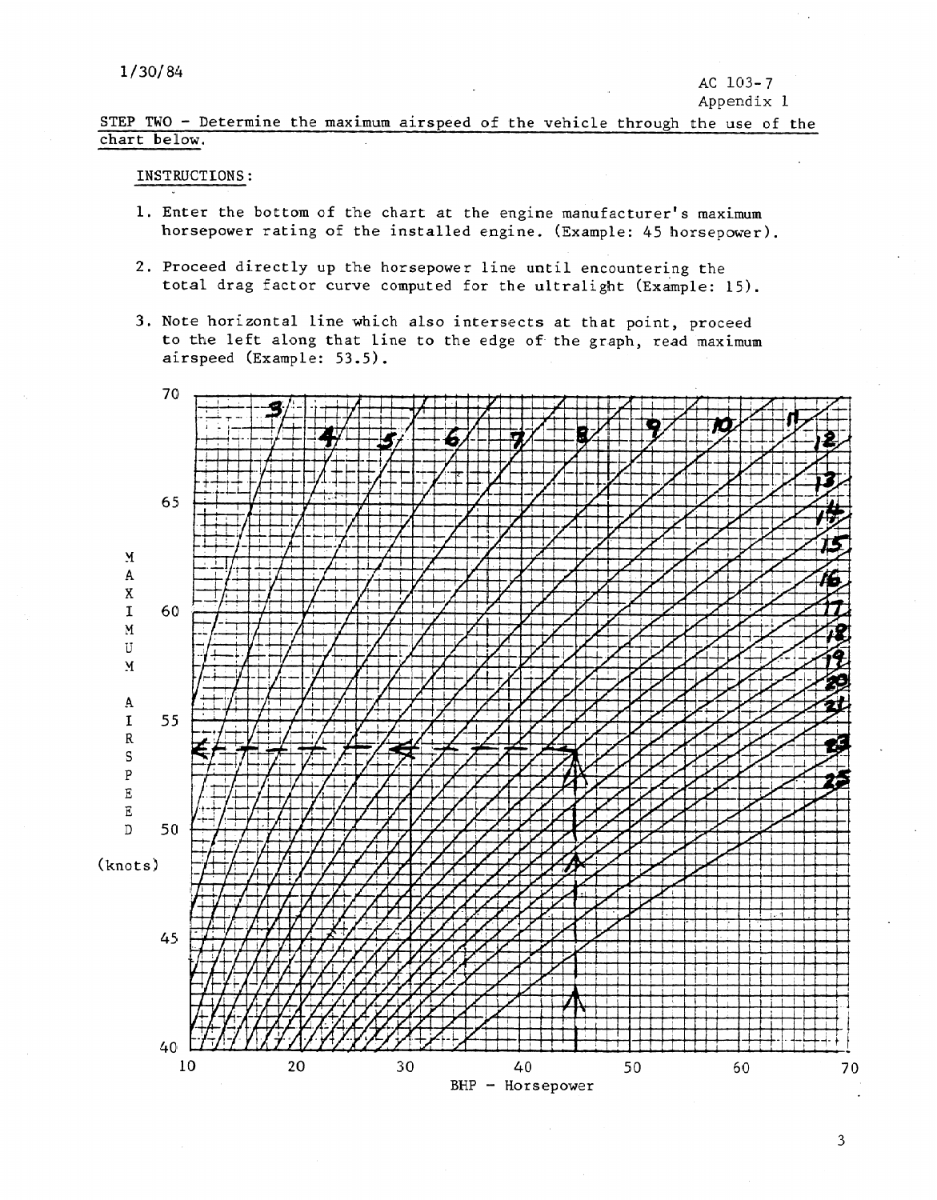**STEP TWO - Determine the maximum airspeed of the vehicle through the use of the chart below.**

INSTRUCTIONS:

1. Enter the bottom of the chart at the engine manufacturer's maximum horsepower rating of the installed engine. (Example: 45 horsepower).

2. Proceed directly up the horsepower line until encountering the total drag factor curve computed for the ultralight (Example: 15).

3. Note horizontal line which also intersects at that point, proceed to the left along that line to the edge of the graph, read maximum airspeed (Example: 53.5).

MAXIMUM AIRSPEED (knots)

BHP - Horsepower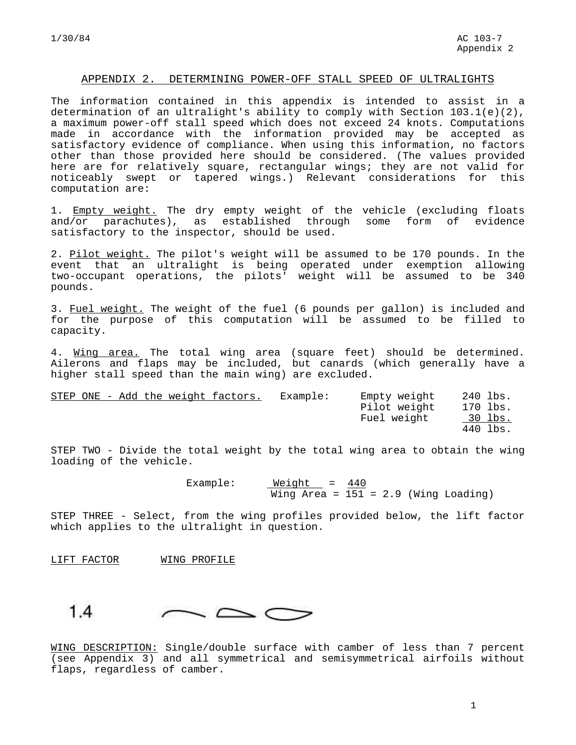## APPENDIX 2. DETERMINING POWER-OFF STALL SPEED OF ULTRALIGHTS

The information contained in this appendix is intended to assist in a determination of an ultralight's ability to comply with Section 103.1(e)(2), a maximum power-off stall speed which does not exceed 24 knots. Computations made in accordance with the information provided may be accepted as satisfactory evidence of compliance. When using this information, no factors other than those provided here should be considered. (The values provided here are for relatively square, rectangular wings; they are not valid for noticeably swept or tapered wings.) Relevant considerations for this computation are:

1. Empty weight. The dry empty weight of the vehicle (excluding floats and/or parachutes), as established through some form of evidence satisfactory to the inspector, should be used.

2. Pilot weight. The pilot's weight will be assumed to be 170 pounds. In the event that an ultralight is being operated under exemption allowing two-occupant operations, the pilots' weight will be assumed to be 340 pounds.

3. Fuel weight. The weight of the fuel (6 pounds per gallon) is included and for the purpose of this computation will be assumed to be filled to capacity.

4. Wing area. The total wing area (square feet) should be determined. Ailerons and flaps may be included, but canards (which generally have a higher stall speed than the main wing) are excluded.

STEP ONE - Add the weight factors.

Example:

| | |
|---|---|
| Empty weight | 240 lbs. |
| Pilot weight | 170 lbs. |
| Fuel weight | 30 lbs. |
| | 440 lbs. |

STEP TWO - Divide the total weight by the total wing area to obtain the wing loading of the vehicle.

Example: $\frac{\text{Weight}}{\text{Wing Area}} = \frac{440}{151} = 2.9$ (Wing Loading)

STEP THREE - Select, from the wing profiles provided below, the lift factor which applies to the ultralight in question.

LIFT FACTOR — WING PROFILE

1.4

WING DESCRIPTION: Single/double surface with camber of less than 7 percent (see Appendix 3) and all symmetrical and semisymmetrical airfoils without flaps, regardless of camber.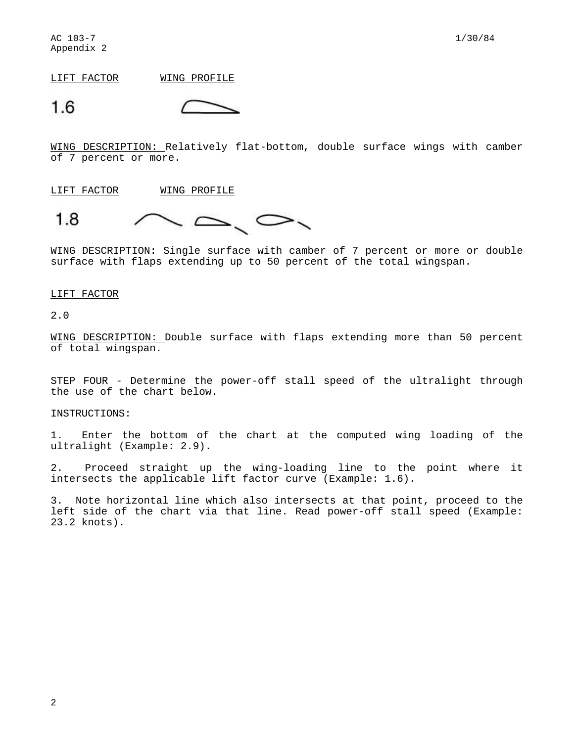LIFT FACTOR WING PROFILE

1.6

WING DESCRIPTION: Relatively flat-bottom, double surface wings with camber of 7 percent or more.

LIFT FACTOR WING PROFILE

1.8

WING DESCRIPTION: Single surface with camber of 7 percent or more or double surface with flaps extending up to 50 percent of the total wingspan.

LIFT FACTOR

2.0

WING DESCRIPTION: Double surface with flaps extending more than 50 percent of total wingspan.

STEP FOUR - Determine the power-off stall speed of the ultralight through the use of the chart below.

INSTRUCTIONS:

1. Enter the bottom of the chart at the computed wing loading of the ultralight (Example: 2.9).

2. Proceed straight up the wing-loading line to the point where it intersects the applicable lift factor curve (Example: 1.6).

3. Note horizontal line which also intersects at that point, proceed to the left side of the chart via that line. Read power-off stall speed (Example: 23.2 knots).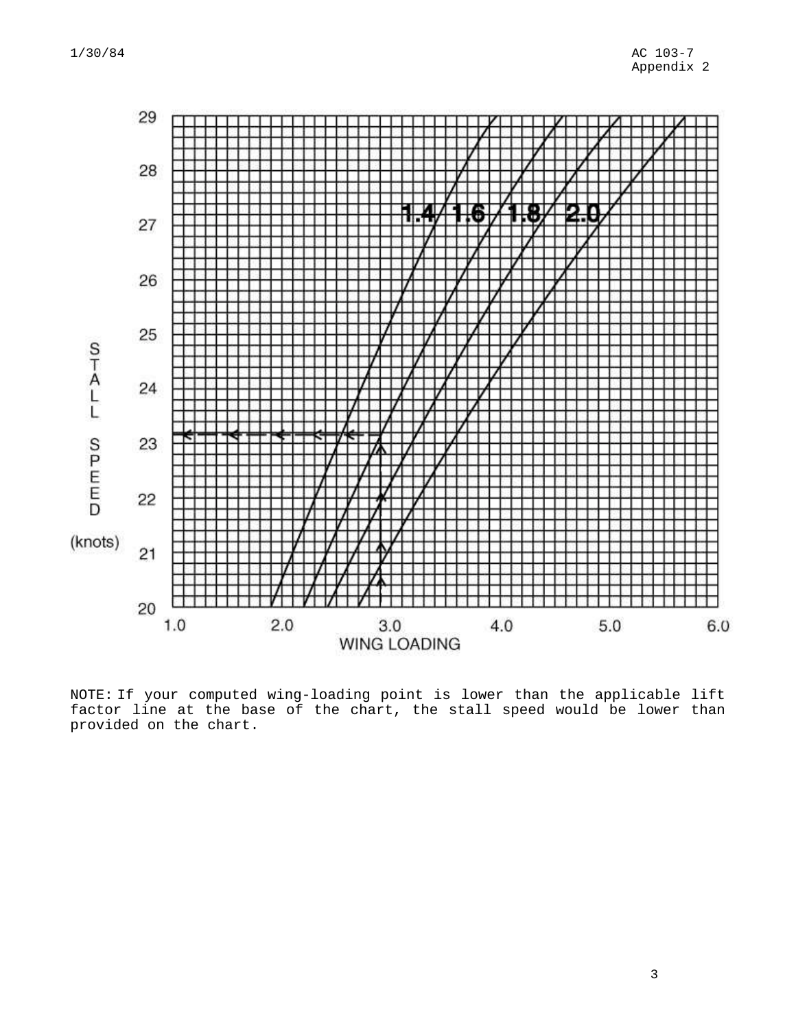NOTE: If your computed wing-loading point is lower than the applicable lift factor line at the base of the chart, the stall speed would be lower than provided on the chart.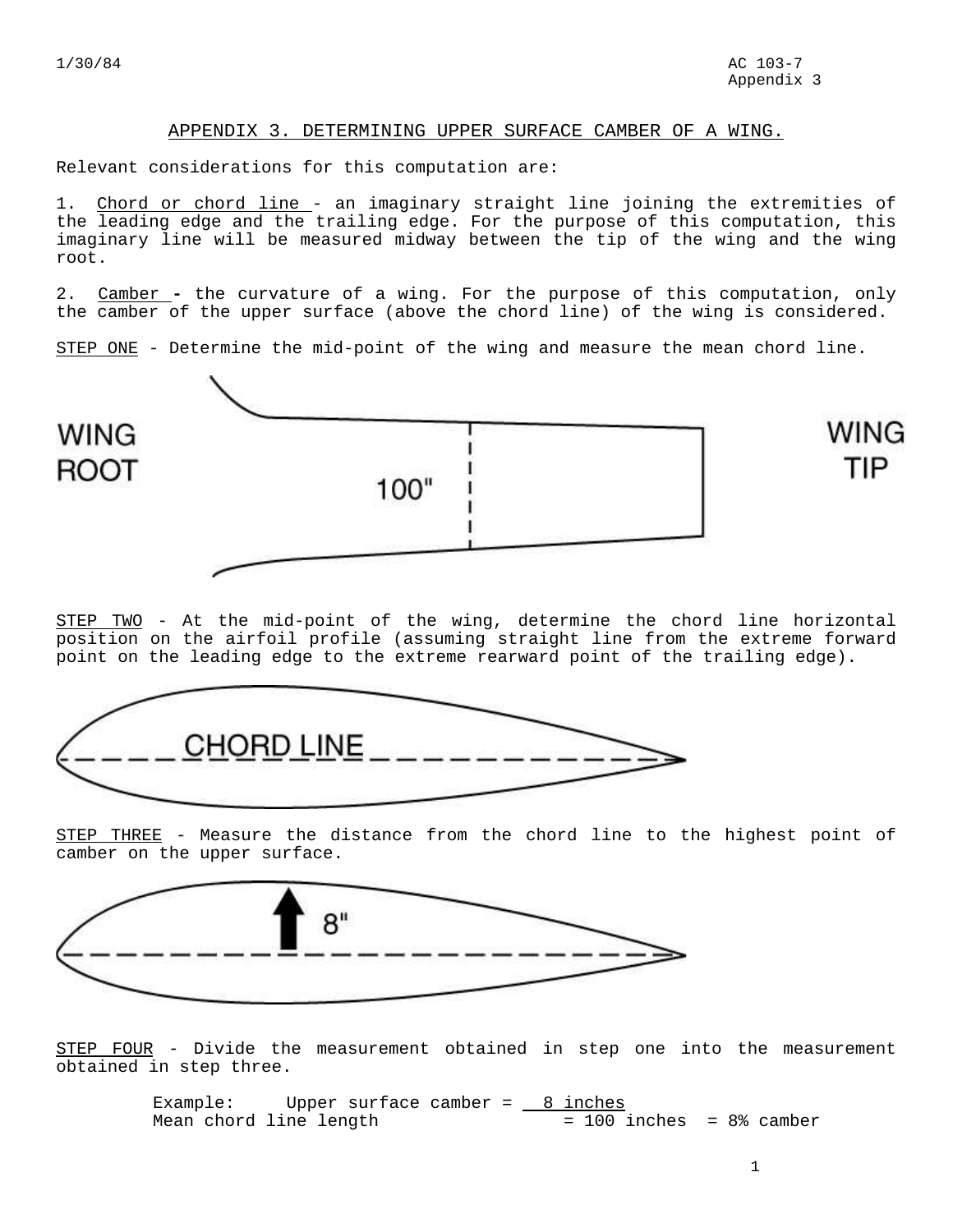## APPENDIX 3. DETERMINING UPPER SURFACE CAMBER OF A WING.

Relevant considerations for this computation are:

1. Chord or chord line - an imaginary straight line joining the extremities of the leading edge and the trailing edge. For the purpose of this computation, this imaginary line will be measured midway between the tip of the wing and the wing root.

2. Camber - the curvature of a wing. For the purpose of this computation, only the camber of the upper surface (above the chord line) of the wing is considered.

STEP ONE - Determine the mid-point of the wing and measure the mean chord line.

WING ROOT 100" WING TIP

STEP TWO - At the mid-point of the wing, determine the chord line horizontal position on the airfoil profile (assuming straight line from the extreme forward point on the leading edge to the extreme rearward point of the trailing edge).

CHORD LINE

STEP THREE - Measure the distance from the chord line to the highest point of camber on the upper surface.

8"

STEP FOUR - Divide the measurement obtained in step one into the measurement obtained in step three.

Example: $\dfrac{\text{Upper surface camber} = 8 \text{ inches}}{\text{Mean chord line length} = 100 \text{ inches}} = 8\%$ camber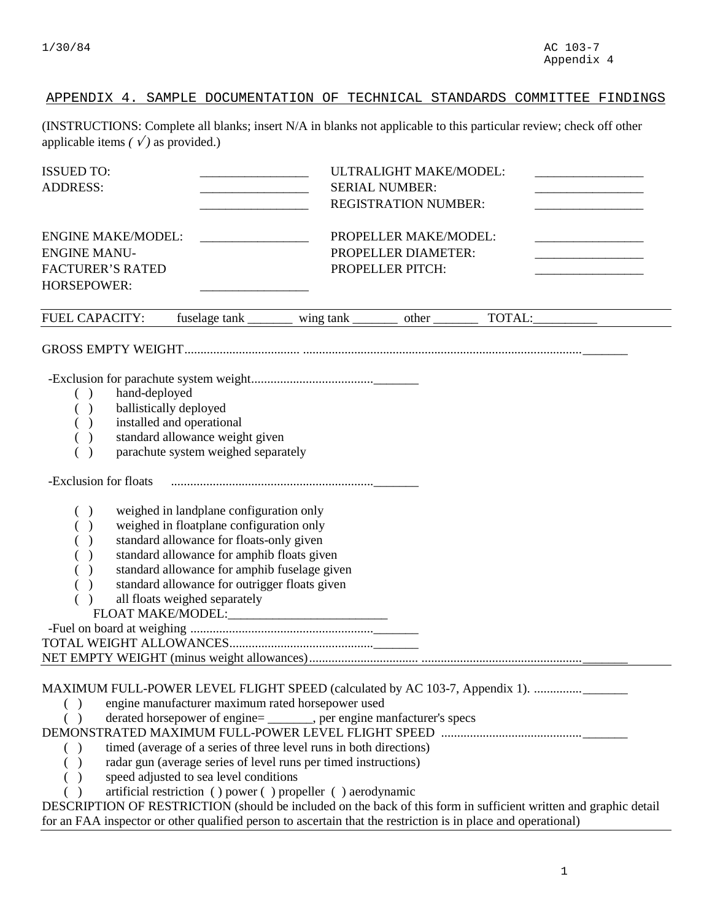## APPENDIX 4. SAMPLE DOCUMENTATION OF TECHNICAL STANDARDS COMMITTEE FINDINGS

(INSTRUCTIONS: Complete all blanks; insert N/A in blanks not applicable to this particular review; check off other applicable items *( √)* as provided.)

ISSUED TO: ________________ ULTRALIGHT MAKE/MODEL: ________________

ADDRESS: ________________ SERIAL NUMBER: ________________

________________ REGISTRATION NUMBER: ________________

ENGINE MAKE/MODEL: ________________ PROPELLER MAKE/MODEL: ________________

ENGINE MANUFACTURER'S RATED HORSEPOWER: ________________ PROPELLER DIAMETER: ________________

PROPELLER PITCH: ________________

---

FUEL CAPACITY: fuselage tank _______ wing tank _______ other _______ TOTAL:__________

---

GROSS EMPTY WEIGHT.................................... ....................................................................................._______

-Exclusion for parachute system weight......................................_______

( ) hand-deployed
( ) ballistically deployed
( ) installed and operational
( ) standard allowance weight given
( ) parachute system weighed separately

-Exclusion for floats ................................................................_______

( ) weighed in landplane configuration only
( ) weighed in floatplane configuration only
( ) standard allowance for floats-only given
( ) standard allowance for amphib floats given
( ) standard allowance for amphib fuselage given
( ) standard allowance for outrigger floats given
( ) all floats weighed separately

FLOAT MAKE/MODEL:_________________________

-Fuel on board at weighing ........................................................._______

TOTAL WEIGHT ALLOWANCES............................................_______

NET EMPTY WEIGHT (minus weight allowances)................................... ................................................._______

---

MAXIMUM FULL-POWER LEVEL FLIGHT SPEED (calculated by AC 103-7, Appendix 1). ..............._______

( ) engine manufacturer maximum rated horsepower used
( ) derated horsepower of engine= _______, per engine manfacturer's specs

DEMONSTRATED MAXIMUM FULL-POWER LEVEL FLIGHT SPEED ..........................................._______

( ) timed (average of a series of three level runs in both directions)
( ) radar gun (average series of level runs per timed instructions)
( ) speed adjusted to sea level conditions
( ) artificial restriction ( ) power ( ) propeller ( ) aerodynamic

DESCRIPTION OF RESTRICTION (should be included on the back of this form in sufficient written and graphic detail for an FAA inspector or other qualified person to ascertain that the restriction is in place and operational)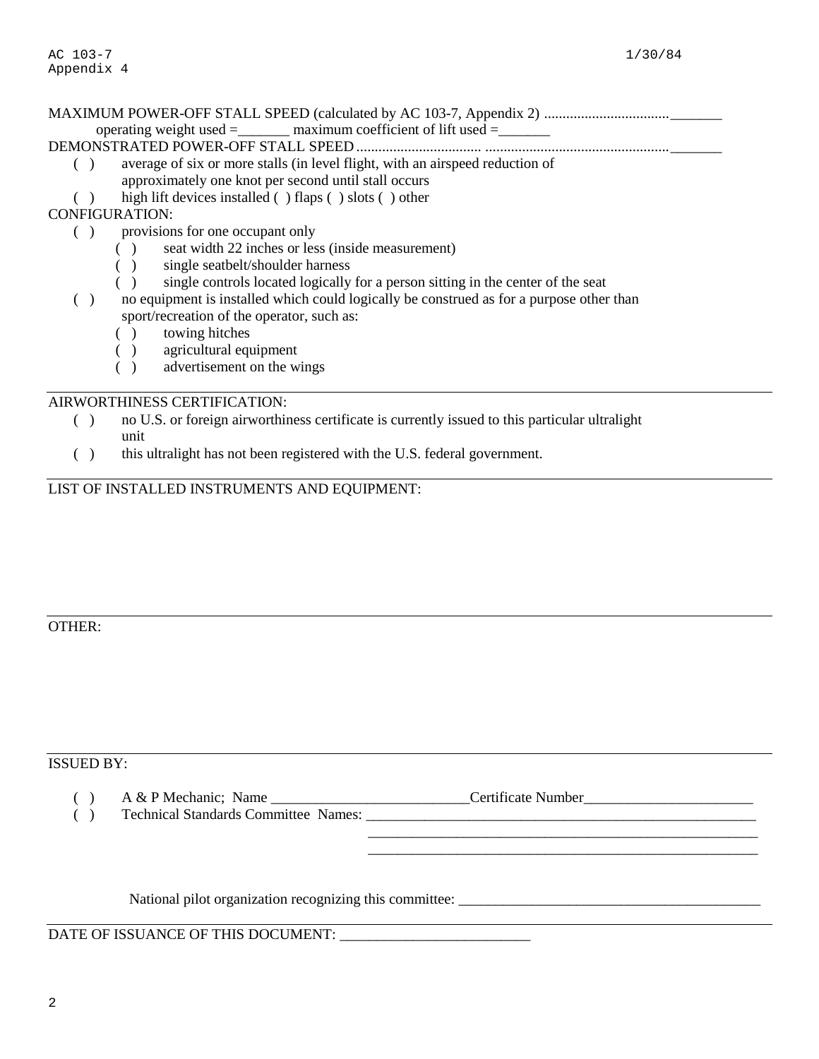MAXIMUM POWER-OFF STALL SPEED (calculated by AC 103-7, Appendix 2) ................................. _______

operating weight used =_______ maximum coefficient of lift used =_______

DEMONSTRATED POWER-OFF STALL SPEED.................................. ................................................_______

( ) average of six or more stalls (in level flight, with an airspeed reduction of approximately one knot per second until stall occurs

( ) high lift devices installed ( ) flaps ( ) slots ( ) other

CONFIGURATION:

( ) provisions for one occupant only

  ( ) seat width 22 inches or less (inside measurement)

  ( ) single seatbelt/shoulder harness

  ( ) single controls located logically for a person sitting in the center of the seat

( ) no equipment is installed which could logically be construed as for a purpose other than sport/recreation of the operator, such as:

  ( ) towing hitches

  ( ) agricultural equipment

  ( ) advertisement on the wings

---

AIRWORTHINESS CERTIFICATION:

( ) no U.S. or foreign airworthiness certificate is currently issued to this particular ultralight unit

( ) this ultralight has not been registered with the U.S. federal government.

---

LIST OF INSTALLED INSTRUMENTS AND EQUIPMENT:

---

OTHER:

---

ISSUED BY:

( ) A & P Mechanic; Name ___________________________Certificate Number_______________________

( ) Technical Standards Committee Names: _______________________________________________________

_______________________________________________________

_______________________________________________________

National pilot organization recognizing this committee: __________________________________________

---

DATE OF ISSUANCE OF THIS DOCUMENT: __________________________